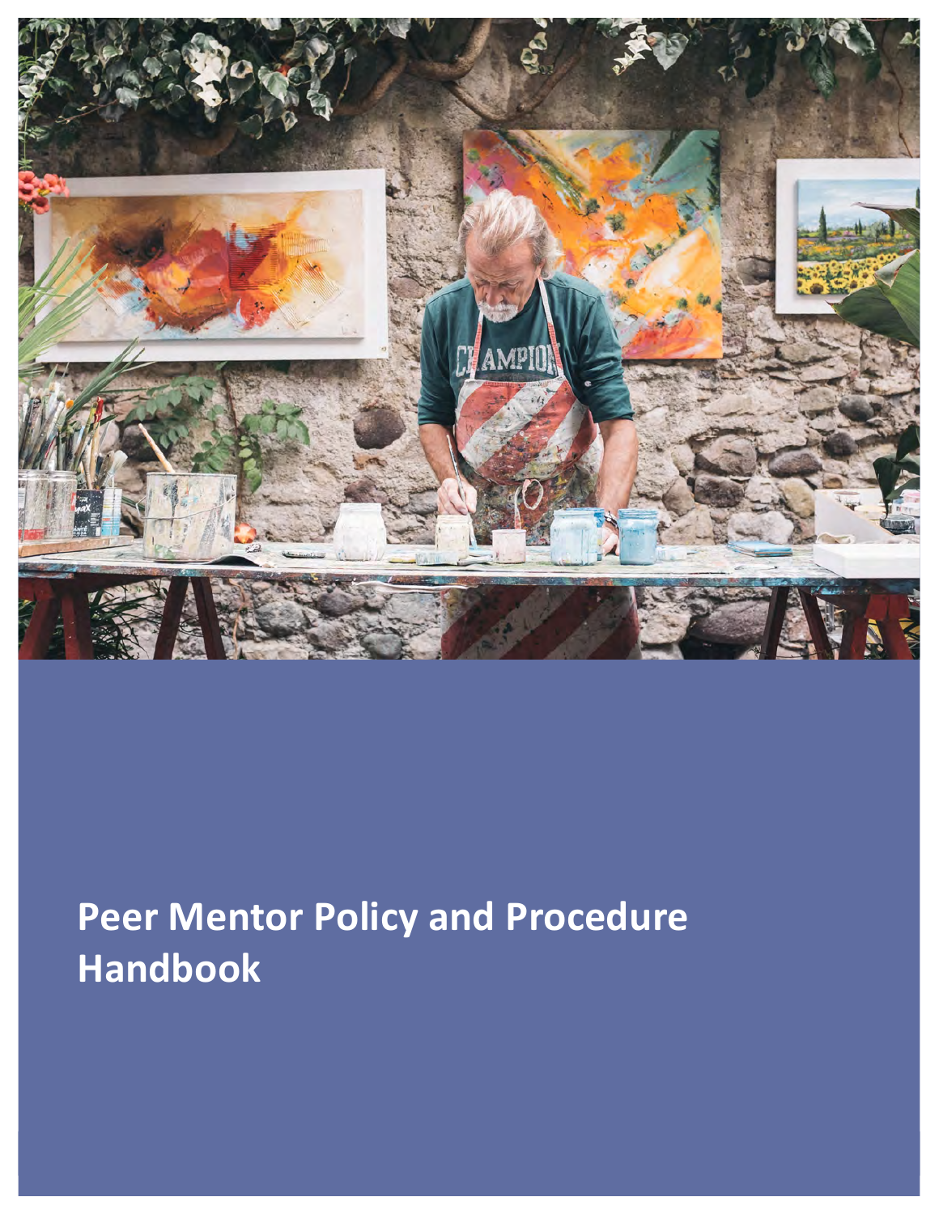# Peer Mentor Policy and Procedure Handbook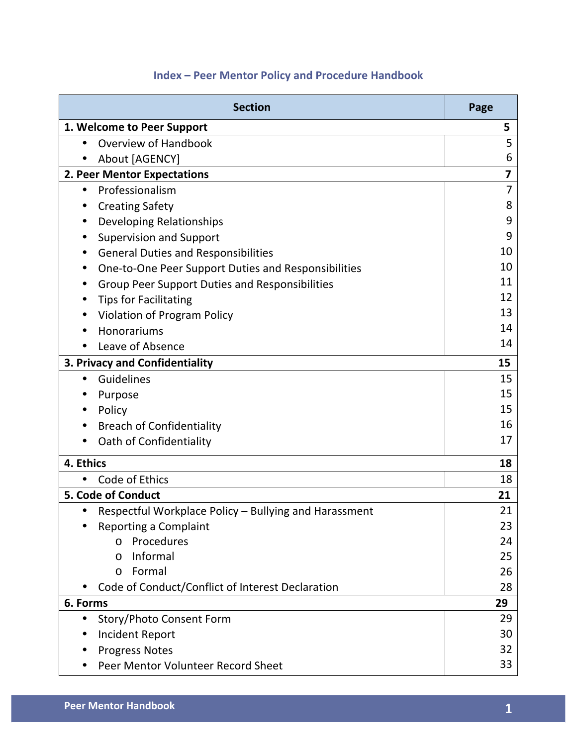## Index – Peer Mentor Policy and Procedure Handbook

| Section | Page |
|---|---|
| **1. Welcome to Peer Support** | **5** |
| • Overview of Handbook | 5 |
| • About [AGENCY] | 6 |
| **2. Peer Mentor Expectations** | **7** |
| • Professionalism | 7 |
| • Creating Safety | 8 |
| • Developing Relationships | 9 |
| • Supervision and Support | 9 |
| • General Duties and Responsibilities | 10 |
| • One-to-One Peer Support Duties and Responsibilities | 10 |
| • Group Peer Support Duties and Responsibilities | 11 |
| • Tips for Facilitating | 12 |
| • Violation of Program Policy | 13 |
| • Honorariums | 14 |
| • Leave of Absence | 14 |
| **3. Privacy and Confidentiality** | **15** |
| • Guidelines | 15 |
| • Purpose | 15 |
| • Policy | 15 |
| • Breach of Confidentiality | 16 |
| • Oath of Confidentiality | 17 |
| **4. Ethics** | **18** |
| • Code of Ethics | 18 |
| **5. Code of Conduct** | **21** |
| • Respectful Workplace Policy – Bullying and Harassment | 21 |
| • Reporting a Complaint | 23 |
| o Procedures | 24 |
| o Informal | 25 |
| o Formal | 26 |
| • Code of Conduct/Conflict of Interest Declaration | 28 |
| **6. Forms** | **29** |
| • Story/Photo Consent Form | 29 |
| • Incident Report | 30 |
| • Progress Notes | 32 |
| • Peer Mentor Volunteer Record Sheet | 33 |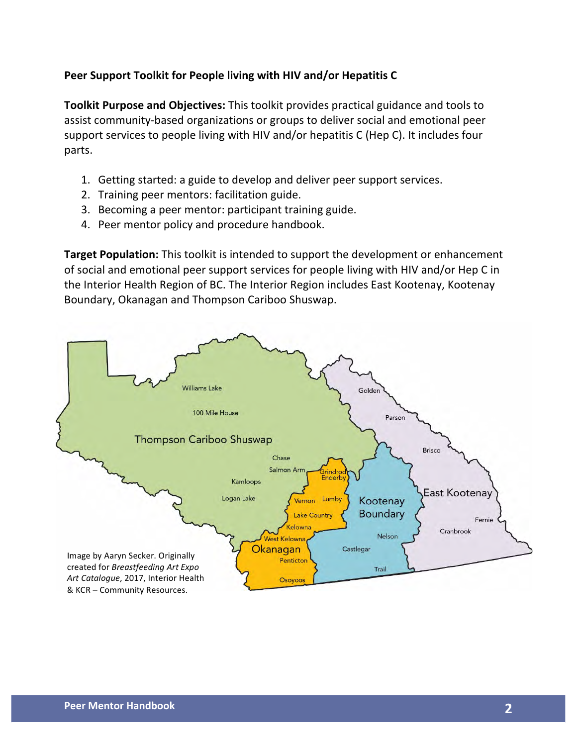**Peer Support Toolkit for People living with HIV and/or Hepatitis C**

**Toolkit Purpose and Objectives:** This toolkit provides practical guidance and tools to assist community-based organizations or groups to deliver social and emotional peer support services to people living with HIV and/or hepatitis C (Hep C). It includes four parts.

1. Getting started: a guide to develop and deliver peer support services.
2. Training peer mentors: facilitation guide.
3. Becoming a peer mentor: participant training guide.
4. Peer mentor policy and procedure handbook.

**Target Population:** This toolkit is intended to support the development or enhancement of social and emotional peer support services for people living with HIV and/or Hep C in the Interior Health Region of BC. The Interior Region includes East Kootenay, Kootenay Boundary, Okanagan and Thompson Cariboo Shuswap.

Image by Aaryn Secker. Originally created for *Breastfeeding Art Expo Art Catalogue*, 2017, Interior Health & KCR – Community Resources.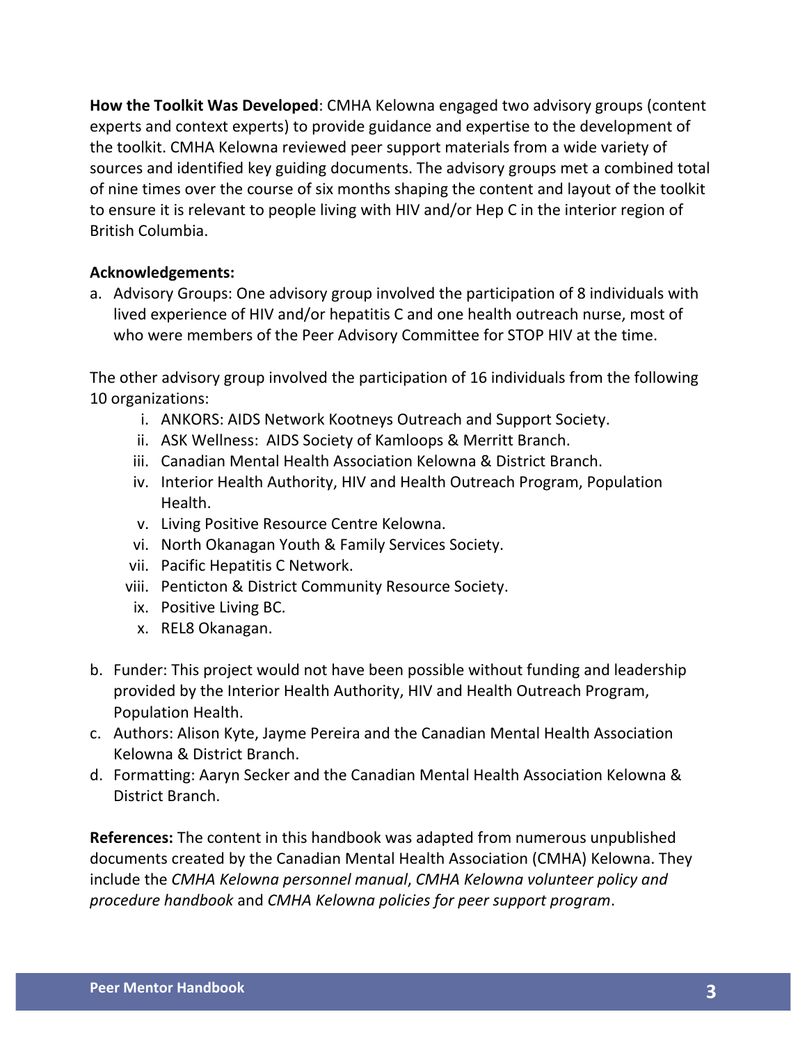**How the Toolkit Was Developed**: CMHA Kelowna engaged two advisory groups (content experts and context experts) to provide guidance and expertise to the development of the toolkit. CMHA Kelowna reviewed peer support materials from a wide variety of sources and identified key guiding documents. The advisory groups met a combined total of nine times over the course of six months shaping the content and layout of the toolkit to ensure it is relevant to people living with HIV and/or Hep C in the interior region of British Columbia.

**Acknowledgements:**

a. Advisory Groups: One advisory group involved the participation of 8 individuals with lived experience of HIV and/or hepatitis C and one health outreach nurse, most of who were members of the Peer Advisory Committee for STOP HIV at the time.

The other advisory group involved the participation of 16 individuals from the following 10 organizations:

   i. ANKORS: AIDS Network Kootneys Outreach and Support Society.
   ii. ASK Wellness: AIDS Society of Kamloops & Merritt Branch.
   iii. Canadian Mental Health Association Kelowna & District Branch.
   iv. Interior Health Authority, HIV and Health Outreach Program, Population Health.
   v. Living Positive Resource Centre Kelowna.
   vi. North Okanagan Youth & Family Services Society.
   vii. Pacific Hepatitis C Network.
   viii. Penticton & District Community Resource Society.
   ix. Positive Living BC.
   x. REL8 Okanagan.

b. Funder: This project would not have been possible without funding and leadership provided by the Interior Health Authority, HIV and Health Outreach Program, Population Health.
c. Authors: Alison Kyte, Jayme Pereira and the Canadian Mental Health Association Kelowna & District Branch.
d. Formatting: Aaryn Secker and the Canadian Mental Health Association Kelowna & District Branch.

**References:** The content in this handbook was adapted from numerous unpublished documents created by the Canadian Mental Health Association (CMHA) Kelowna. They include the *CMHA Kelowna personnel manual*, *CMHA Kelowna volunteer policy and procedure handbook* and *CMHA Kelowna policies for peer support program*.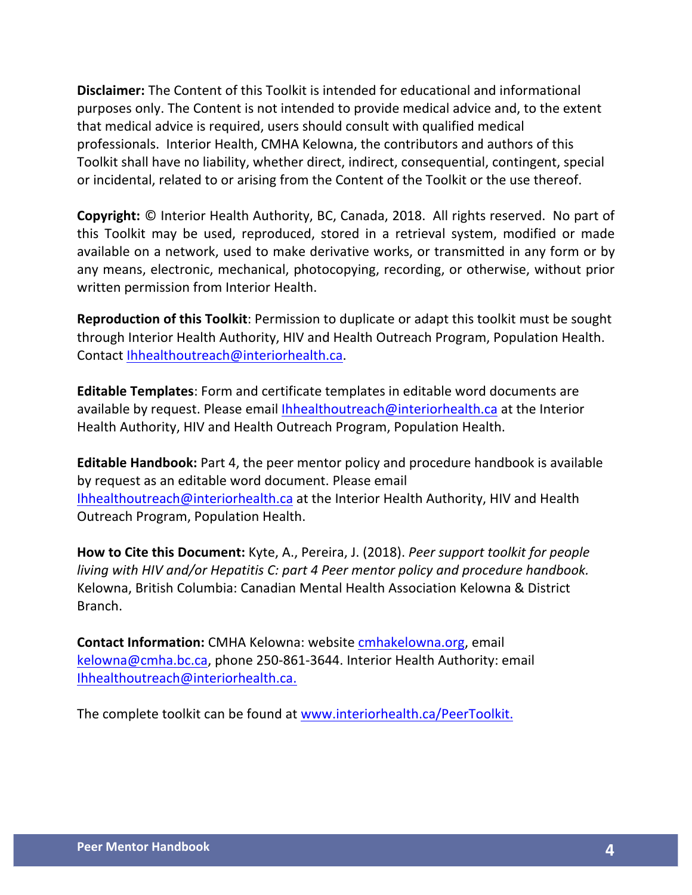**Disclaimer:** The Content of this Toolkit is intended for educational and informational purposes only. The Content is not intended to provide medical advice and, to the extent that medical advice is required, users should consult with qualified medical professionals. Interior Health, CMHA Kelowna, the contributors and authors of this Toolkit shall have no liability, whether direct, indirect, consequential, contingent, special or incidental, related to or arising from the Content of the Toolkit or the use thereof.

**Copyright:** © Interior Health Authority, BC, Canada, 2018. All rights reserved. No part of this Toolkit may be used, reproduced, stored in a retrieval system, modified or made available on a network, used to make derivative works, or transmitted in any form or by any means, electronic, mechanical, photocopying, recording, or otherwise, without prior written permission from Interior Health.

**Reproduction of this Toolkit**: Permission to duplicate or adapt this toolkit must be sought through Interior Health Authority, HIV and Health Outreach Program, Population Health. Contact Ihhealthoutreach@interiorhealth.ca.

**Editable Templates**: Form and certificate templates in editable word documents are available by request. Please email Ihhealthoutreach@interiorhealth.ca at the Interior Health Authority, HIV and Health Outreach Program, Population Health.

**Editable Handbook:** Part 4, the peer mentor policy and procedure handbook is available by request as an editable word document. Please email Ihhealthoutreach@interiorhealth.ca at the Interior Health Authority, HIV and Health Outreach Program, Population Health.

**How to Cite this Document:** Kyte, A., Pereira, J. (2018). *Peer support toolkit for people living with HIV and/or Hepatitis C: part 4 Peer mentor policy and procedure handbook.* Kelowna, British Columbia: Canadian Mental Health Association Kelowna & District Branch.

**Contact Information:** CMHA Kelowna: website cmhakelowna.org, email kelowna@cmha.bc.ca, phone 250-861-3644. Interior Health Authority: email Ihhealthoutreach@interiorhealth.ca.

The complete toolkit can be found at www.interiorhealth.ca/PeerToolkit.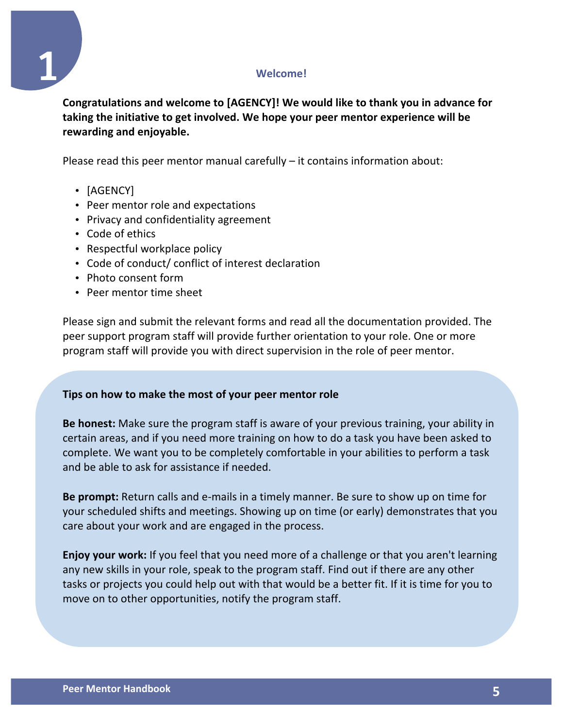# 1 Welcome!

**Congratulations and welcome to [AGENCY]! We would like to thank you in advance for taking the initiative to get involved. We hope your peer mentor experience will be rewarding and enjoyable.**

Please read this peer mentor manual carefully – it contains information about:

- [AGENCY]
- Peer mentor role and expectations
- Privacy and confidentiality agreement
- Code of ethics
- Respectful workplace policy
- Code of conduct/ conflict of interest declaration
- Photo consent form
- Peer mentor time sheet

Please sign and submit the relevant forms and read all the documentation provided. The peer support program staff will provide further orientation to your role. One or more program staff will provide you with direct supervision in the role of peer mentor.

**Tips on how to make the most of your peer mentor role**

**Be honest:** Make sure the program staff is aware of your previous training, your ability in certain areas, and if you need more training on how to do a task you have been asked to complete. We want you to be completely comfortable in your abilities to perform a task and be able to ask for assistance if needed.

**Be prompt:** Return calls and e-mails in a timely manner. Be sure to show up on time for your scheduled shifts and meetings. Showing up on time (or early) demonstrates that you care about your work and are engaged in the process.

**Enjoy your work:** If you feel that you need more of a challenge or that you aren't learning any new skills in your role, speak to the program staff. Find out if there are any other tasks or projects you could help out with that would be a better fit. If it is time for you to move on to other opportunities, notify the program staff.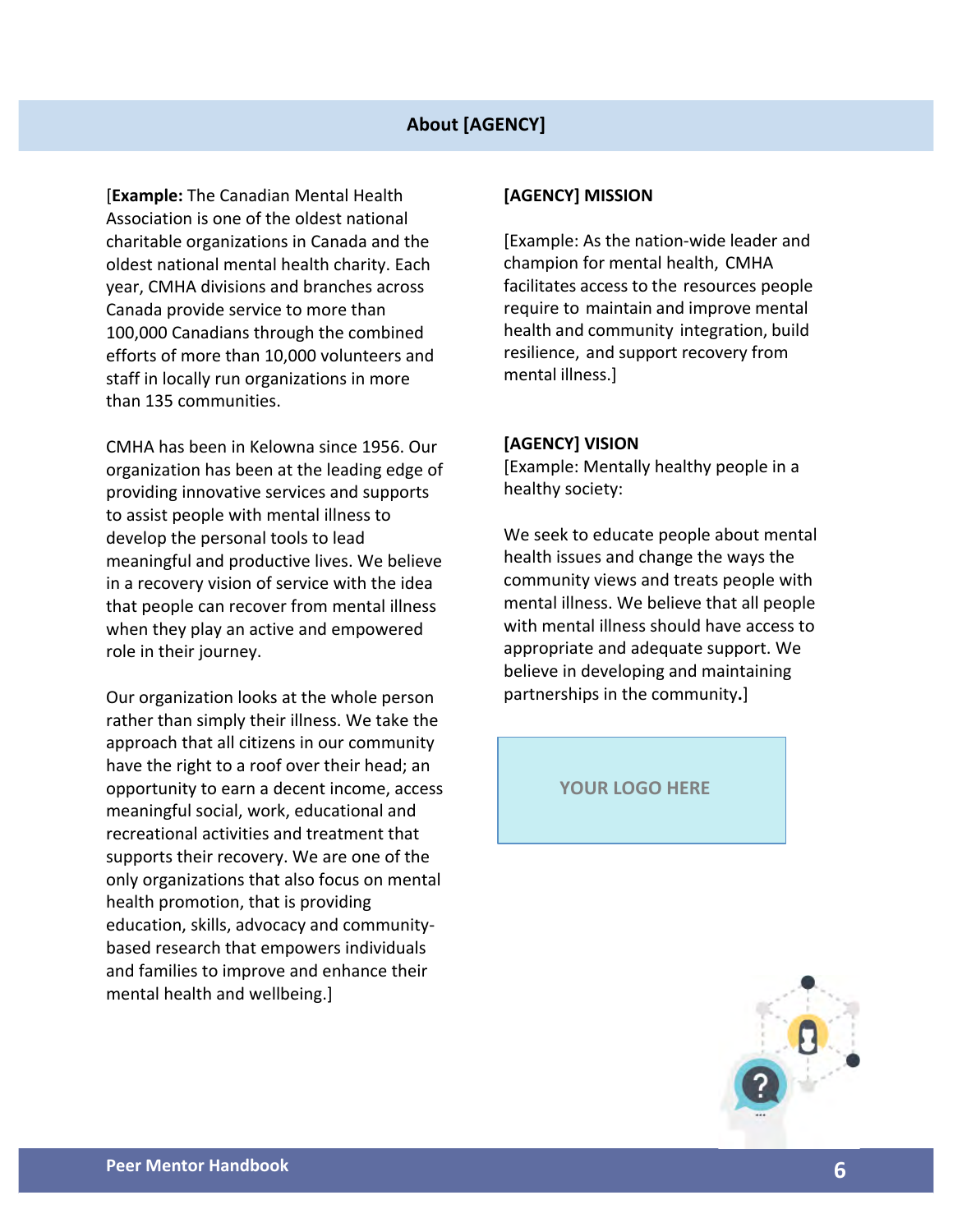## About [AGENCY]

[**Example:** The Canadian Mental Health Association is one of the oldest national charitable organizations in Canada and the oldest national mental health charity. Each year, CMHA divisions and branches across Canada provide service to more than 100,000 Canadians through the combined efforts of more than 10,000 volunteers and staff in locally run organizations in more than 135 communities.

CMHA has been in Kelowna since 1956. Our organization has been at the leading edge of providing innovative services and supports to assist people with mental illness to develop the personal tools to lead meaningful and productive lives. We believe in a recovery vision of service with the idea that people can recover from mental illness when they play an active and empowered role in their journey.

Our organization looks at the whole person rather than simply their illness. We take the approach that all citizens in our community have the right to a roof over their head; an opportunity to earn a decent income, access meaningful social, work, educational and recreational activities and treatment that supports their recovery. We are one of the only organizations that also focus on mental health promotion, that is providing education, skills, advocacy and community-based research that empowers individuals and families to improve and enhance their mental health and wellbeing.]

### [AGENCY] MISSION

[Example: As the nation-wide leader and champion for mental health, CMHA facilitates access to the resources people require to maintain and improve mental health and community integration, build resilience, and support recovery from mental illness.]

### [AGENCY] VISION

[Example: Mentally healthy people in a healthy society:

We seek to educate people about mental health issues and change the ways the community views and treats people with mental illness. We believe that all people with mental illness should have access to appropriate and adequate support. We believe in developing and maintaining partnerships in the community.]

YOUR LOGO HERE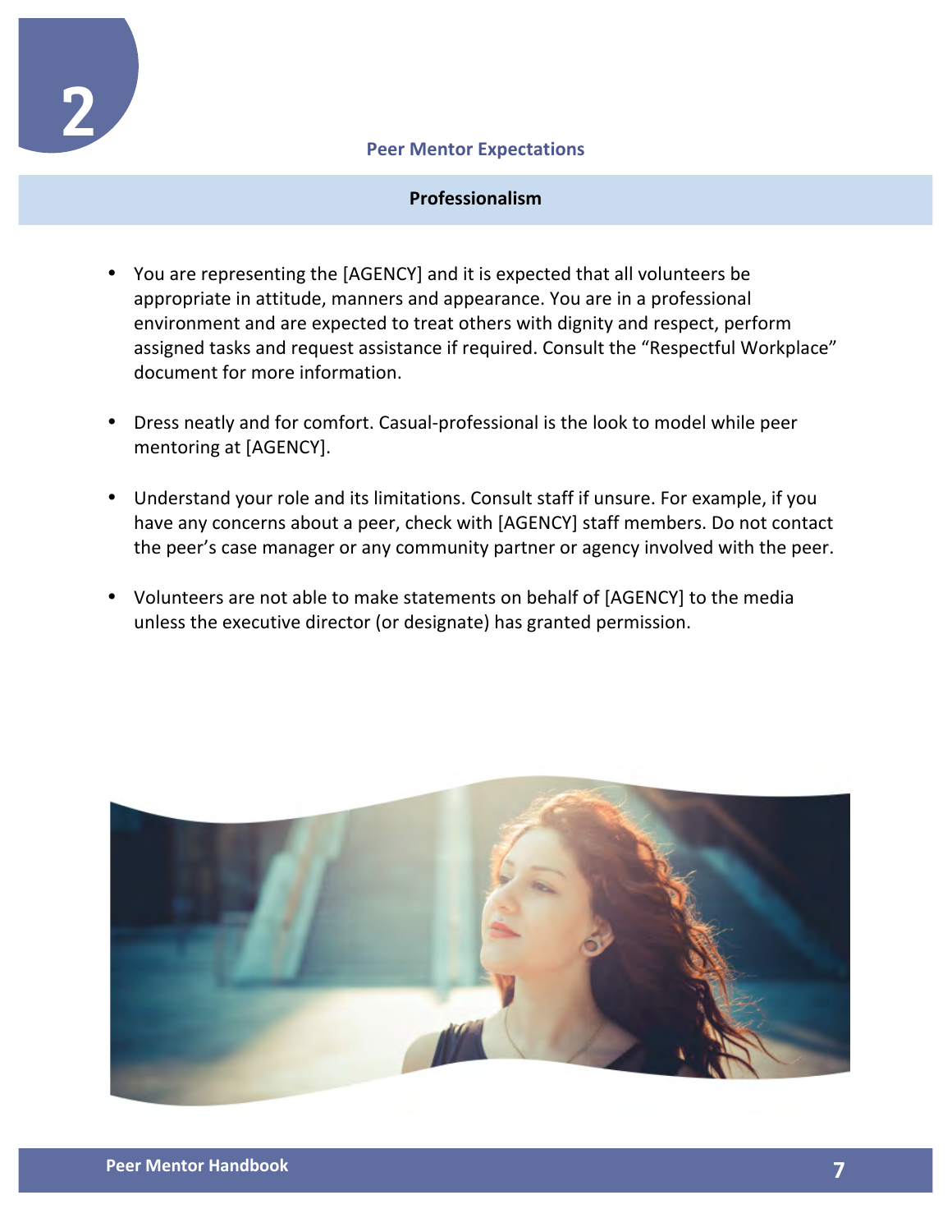# 2

## Peer Mentor Expectations

### Professionalism

- You are representing the [AGENCY] and it is expected that all volunteers be appropriate in attitude, manners and appearance. You are in a professional environment and are expected to treat others with dignity and respect, perform assigned tasks and request assistance if required. Consult the “Respectful Workplace” document for more information.

- Dress neatly and for comfort. Casual-professional is the look to model while peer mentoring at [AGENCY].

- Understand your role and its limitations. Consult staff if unsure. For example, if you have any concerns about a peer, check with [AGENCY] staff members. Do not contact the peer’s case manager or any community partner or agency involved with the peer.

- Volunteers are not able to make statements on behalf of [AGENCY] to the media unless the executive director (or designate) has granted permission.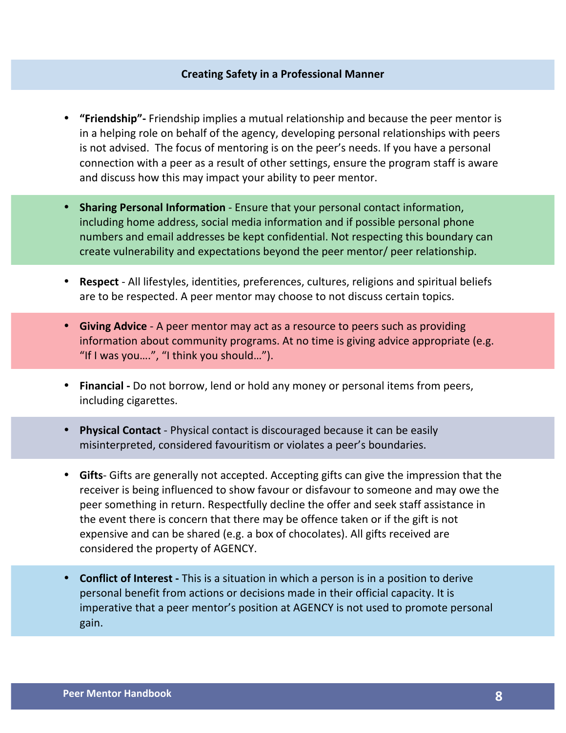## Creating Safety in a Professional Manner

- **"Friendship"-** Friendship implies a mutual relationship and because the peer mentor is in a helping role on behalf of the agency, developing personal relationships with peers is not advised. The focus of mentoring is on the peer's needs. If you have a personal connection with a peer as a result of other settings, ensure the program staff is aware and discuss how this may impact your ability to peer mentor.

- **Sharing Personal Information** - Ensure that your personal contact information, including home address, social media information and if possible personal phone numbers and email addresses be kept confidential. Not respecting this boundary can create vulnerability and expectations beyond the peer mentor/ peer relationship.

- **Respect** - All lifestyles, identities, preferences, cultures, religions and spiritual beliefs are to be respected. A peer mentor may choose to not discuss certain topics.

- **Giving Advice** - A peer mentor may act as a resource to peers such as providing information about community programs. At no time is giving advice appropriate (e.g. "If I was you….", "I think you should…").

- **Financial -** Do not borrow, lend or hold any money or personal items from peers, including cigarettes.

- **Physical Contact** - Physical contact is discouraged because it can be easily misinterpreted, considered favouritism or violates a peer's boundaries.

- **Gifts**- Gifts are generally not accepted. Accepting gifts can give the impression that the receiver is being influenced to show favour or disfavour to someone and may owe the peer something in return. Respectfully decline the offer and seek staff assistance in the event there is concern that there may be offence taken or if the gift is not expensive and can be shared (e.g. a box of chocolates). All gifts received are considered the property of AGENCY.

- **Conflict of Interest -** This is a situation in which a person is in a position to derive personal benefit from actions or decisions made in their official capacity. It is imperative that a peer mentor's position at AGENCY is not used to promote personal gain.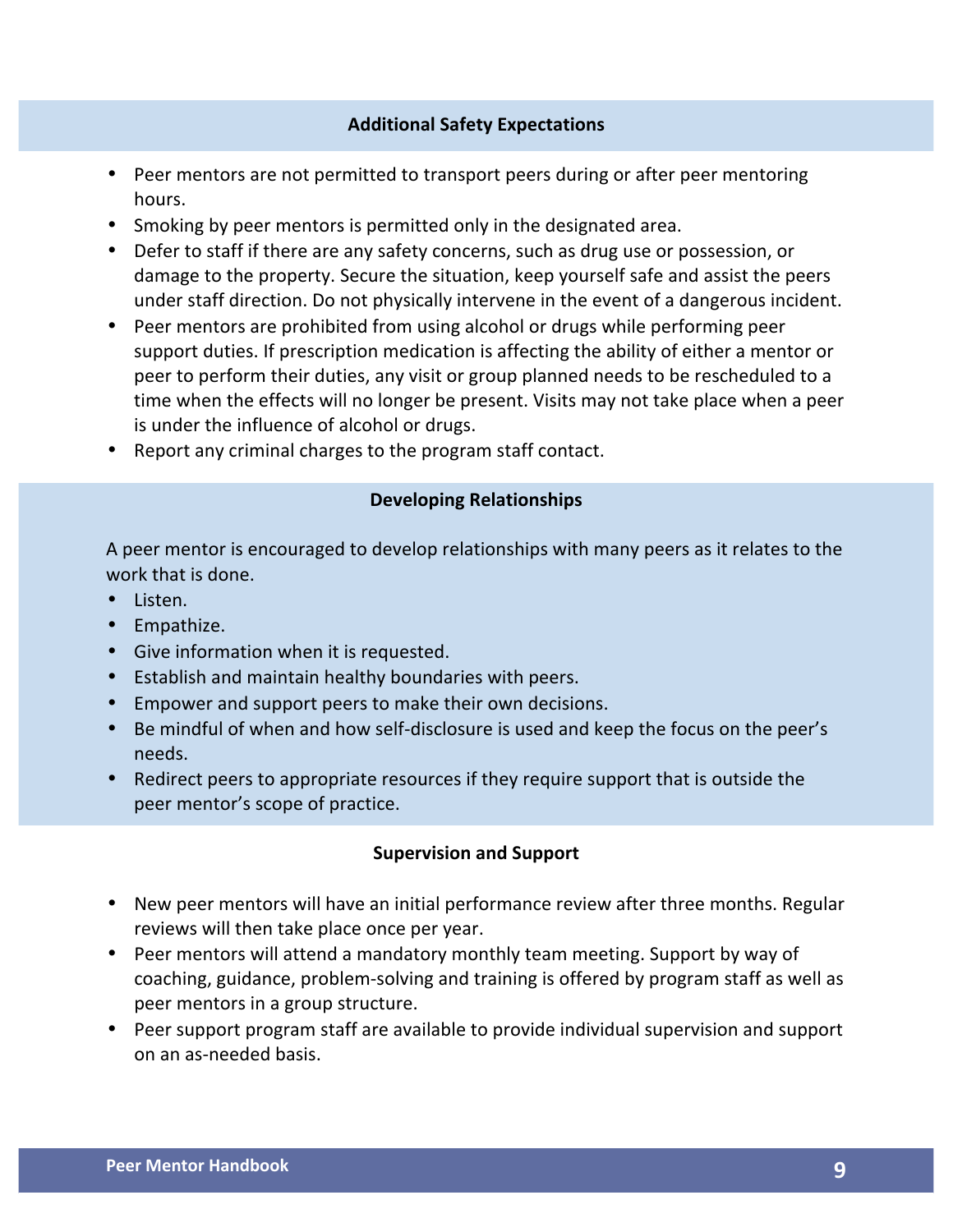## Additional Safety Expectations

- Peer mentors are not permitted to transport peers during or after peer mentoring hours.
- Smoking by peer mentors is permitted only in the designated area.
- Defer to staff if there are any safety concerns, such as drug use or possession, or damage to the property. Secure the situation, keep yourself safe and assist the peers under staff direction. Do not physically intervene in the event of a dangerous incident.
- Peer mentors are prohibited from using alcohol or drugs while performing peer support duties. If prescription medication is affecting the ability of either a mentor or peer to perform their duties, any visit or group planned needs to be rescheduled to a time when the effects will no longer be present. Visits may not take place when a peer is under the influence of alcohol or drugs.
- Report any criminal charges to the program staff contact.

## Developing Relationships

A peer mentor is encouraged to develop relationships with many peers as it relates to the work that is done.

- Listen.
- Empathize.
- Give information when it is requested.
- Establish and maintain healthy boundaries with peers.
- Empower and support peers to make their own decisions.
- Be mindful of when and how self-disclosure is used and keep the focus on the peer's needs.
- Redirect peers to appropriate resources if they require support that is outside the peer mentor's scope of practice.

## Supervision and Support

- New peer mentors will have an initial performance review after three months. Regular reviews will then take place once per year.
- Peer mentors will attend a mandatory monthly team meeting. Support by way of coaching, guidance, problem-solving and training is offered by program staff as well as peer mentors in a group structure.
- Peer support program staff are available to provide individual supervision and support on an as-needed basis.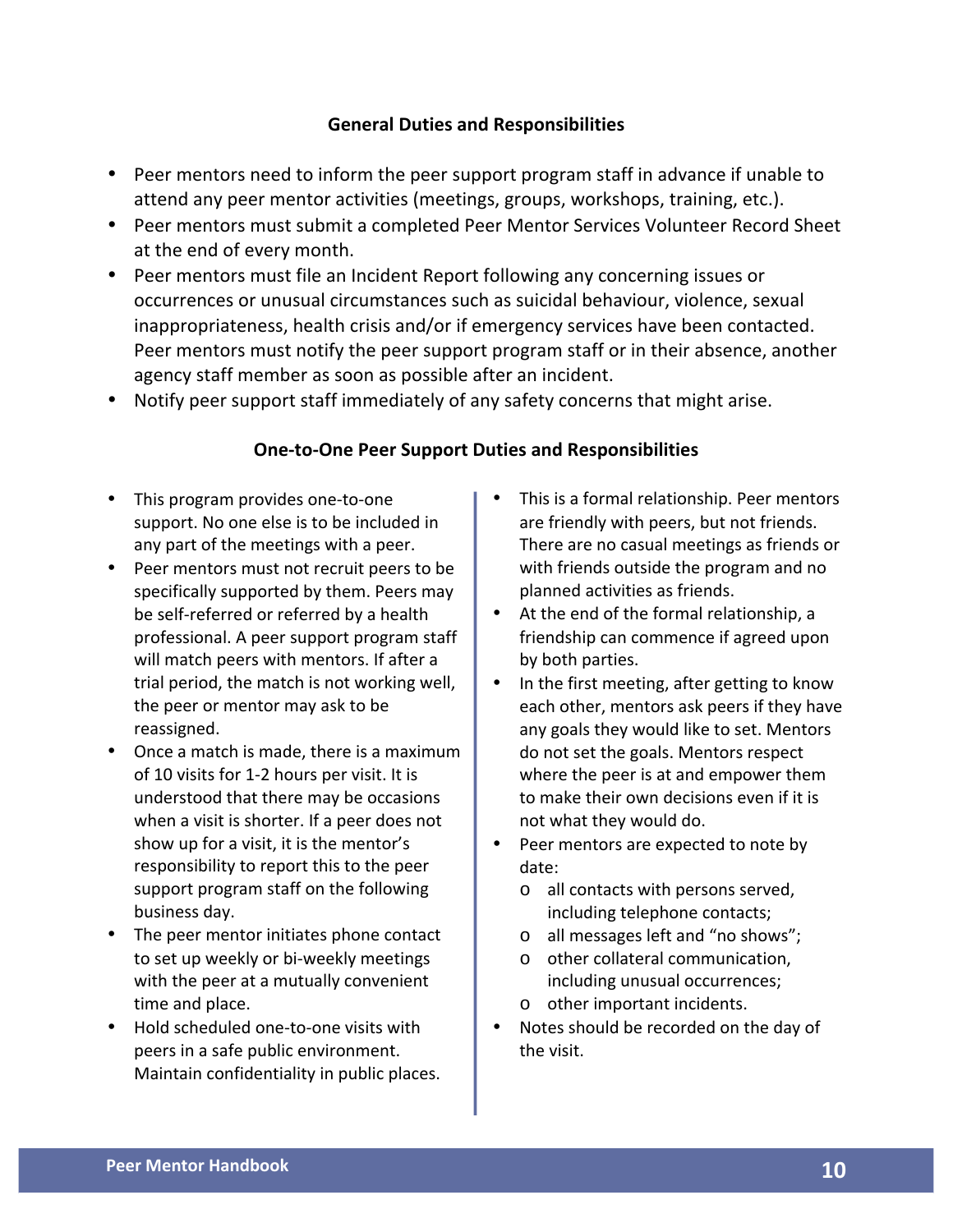## General Duties and Responsibilities

- Peer mentors need to inform the peer support program staff in advance if unable to attend any peer mentor activities (meetings, groups, workshops, training, etc.).
- Peer mentors must submit a completed Peer Mentor Services Volunteer Record Sheet at the end of every month.
- Peer mentors must file an Incident Report following any concerning issues or occurrences or unusual circumstances such as suicidal behaviour, violence, sexual inappropriateness, health crisis and/or if emergency services have been contacted. Peer mentors must notify the peer support program staff or in their absence, another agency staff member as soon as possible after an incident.
- Notify peer support staff immediately of any safety concerns that might arise.

## One-to-One Peer Support Duties and Responsibilities

- This program provides one-to-one support. No one else is to be included in any part of the meetings with a peer.
- Peer mentors must not recruit peers to be specifically supported by them. Peers may be self-referred or referred by a health professional. A peer support program staff will match peers with mentors. If after a trial period, the match is not working well, the peer or mentor may ask to be reassigned.
- Once a match is made, there is a maximum of 10 visits for 1-2 hours per visit. It is understood that there may be occasions when a visit is shorter. If a peer does not show up for a visit, it is the mentor's responsibility to report this to the peer support program staff on the following business day.
- The peer mentor initiates phone contact to set up weekly or bi-weekly meetings with the peer at a mutually convenient time and place.
- Hold scheduled one-to-one visits with peers in a safe public environment. Maintain confidentiality in public places.
- This is a formal relationship. Peer mentors are friendly with peers, but not friends. There are no casual meetings as friends or with friends outside the program and no planned activities as friends.
- At the end of the formal relationship, a friendship can commence if agreed upon by both parties.
- In the first meeting, after getting to know each other, mentors ask peers if they have any goals they would like to set. Mentors do not set the goals. Mentors respect where the peer is at and empower them to make their own decisions even if it is not what they would do.
- Peer mentors are expected to note by date:
  - all contacts with persons served, including telephone contacts;
  - all messages left and "no shows";
  - other collateral communication, including unusual occurrences;
  - other important incidents.
- Notes should be recorded on the day of the visit.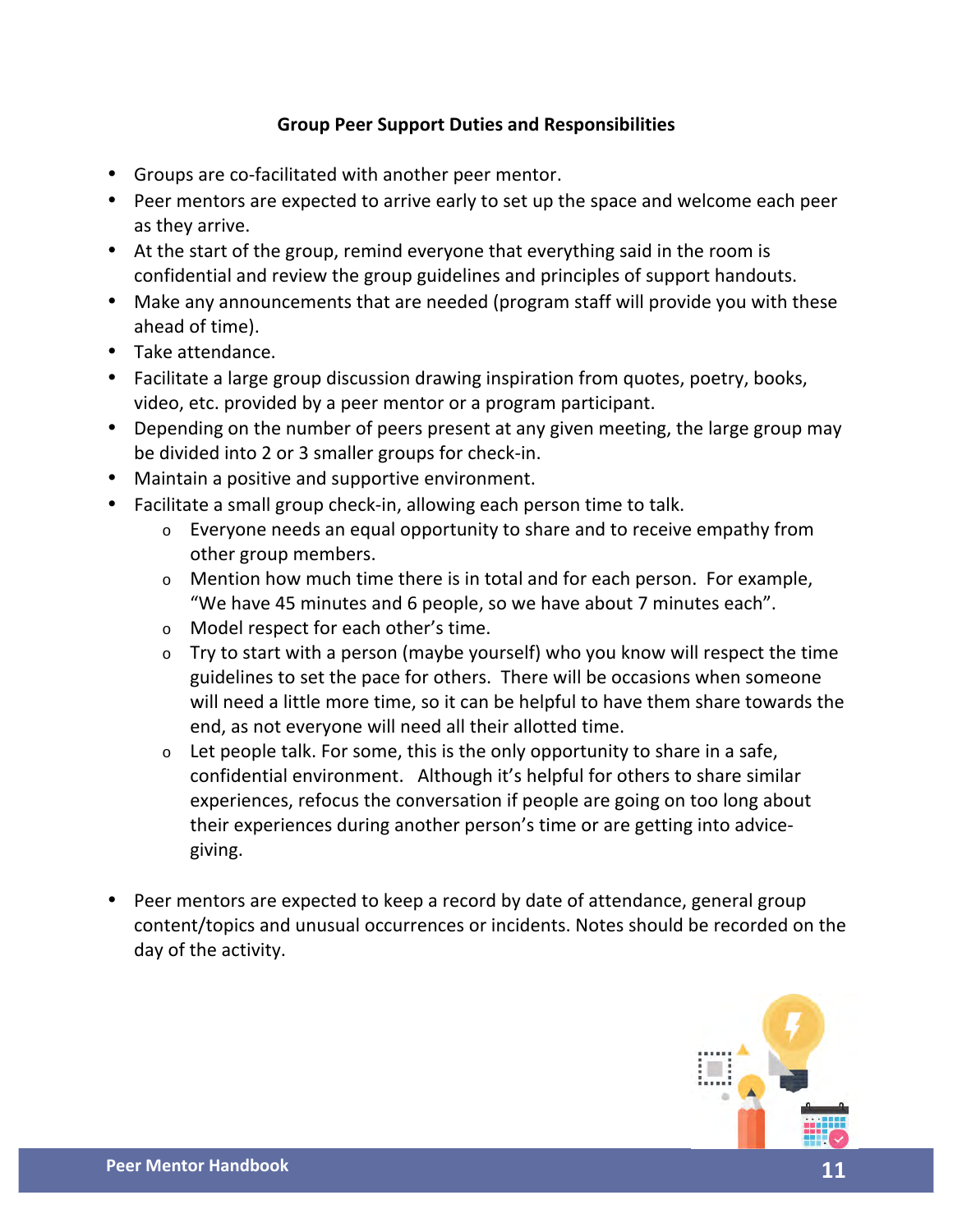## Group Peer Support Duties and Responsibilities

- Groups are co-facilitated with another peer mentor.
- Peer mentors are expected to arrive early to set up the space and welcome each peer as they arrive.
- At the start of the group, remind everyone that everything said in the room is confidential and review the group guidelines and principles of support handouts.
- Make any announcements that are needed (program staff will provide you with these ahead of time).
- Take attendance.
- Facilitate a large group discussion drawing inspiration from quotes, poetry, books, video, etc. provided by a peer mentor or a program participant.
- Depending on the number of peers present at any given meeting, the large group may be divided into 2 or 3 smaller groups for check-in.
- Maintain a positive and supportive environment.
- Facilitate a small group check-in, allowing each person time to talk.
    - Everyone needs an equal opportunity to share and to receive empathy from other group members.
    - Mention how much time there is in total and for each person. For example, "We have 45 minutes and 6 people, so we have about 7 minutes each".
    - Model respect for each other's time.
    - Try to start with a person (maybe yourself) who you know will respect the time guidelines to set the pace for others. There will be occasions when someone will need a little more time, so it can be helpful to have them share towards the end, as not everyone will need all their allotted time.
    - Let people talk. For some, this is the only opportunity to share in a safe, confidential environment. Although it's helpful for others to share similar experiences, refocus the conversation if people are going on too long about their experiences during another person's time or are getting into advice-giving.

- Peer mentors are expected to keep a record by date of attendance, general group content/topics and unusual occurrences or incidents. Notes should be recorded on the day of the activity.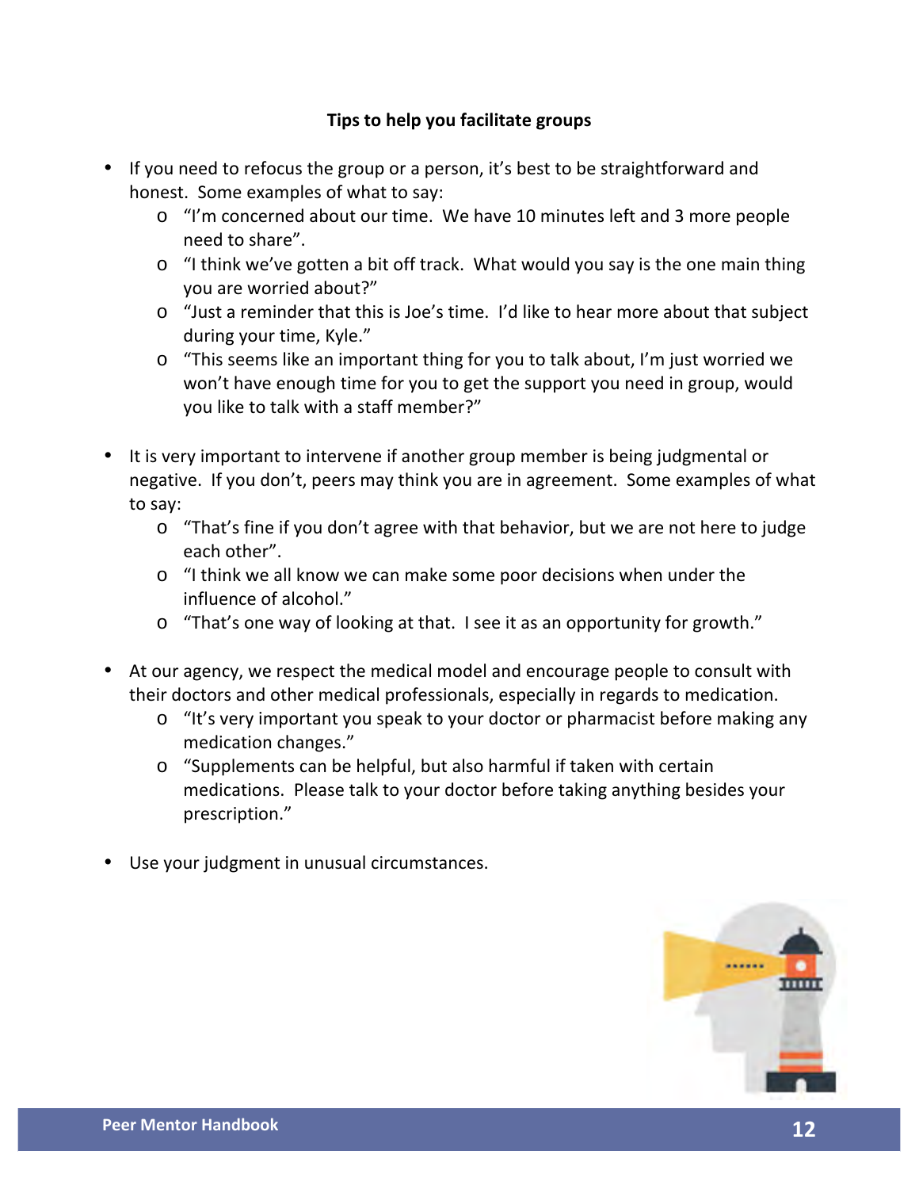## Tips to help you facilitate groups

- If you need to refocus the group or a person, it's best to be straightforward and honest. Some examples of what to say:
  - "I'm concerned about our time. We have 10 minutes left and 3 more people need to share".
  - "I think we've gotten a bit off track. What would you say is the one main thing you are worried about?"
  - "Just a reminder that this is Joe's time. I'd like to hear more about that subject during your time, Kyle."
  - "This seems like an important thing for you to talk about, I'm just worried we won't have enough time for you to get the support you need in group, would you like to talk with a staff member?"

- It is very important to intervene if another group member is being judgmental or negative. If you don't, peers may think you are in agreement. Some examples of what to say:
  - "That's fine if you don't agree with that behavior, but we are not here to judge each other".
  - "I think we all know we can make some poor decisions when under the influence of alcohol."
  - "That's one way of looking at that. I see it as an opportunity for growth."

- At our agency, we respect the medical model and encourage people to consult with their doctors and other medical professionals, especially in regards to medication.
  - "It's very important you speak to your doctor or pharmacist before making any medication changes."
  - "Supplements can be helpful, but also harmful if taken with certain medications. Please talk to your doctor before taking anything besides your prescription."

- Use your judgment in unusual circumstances.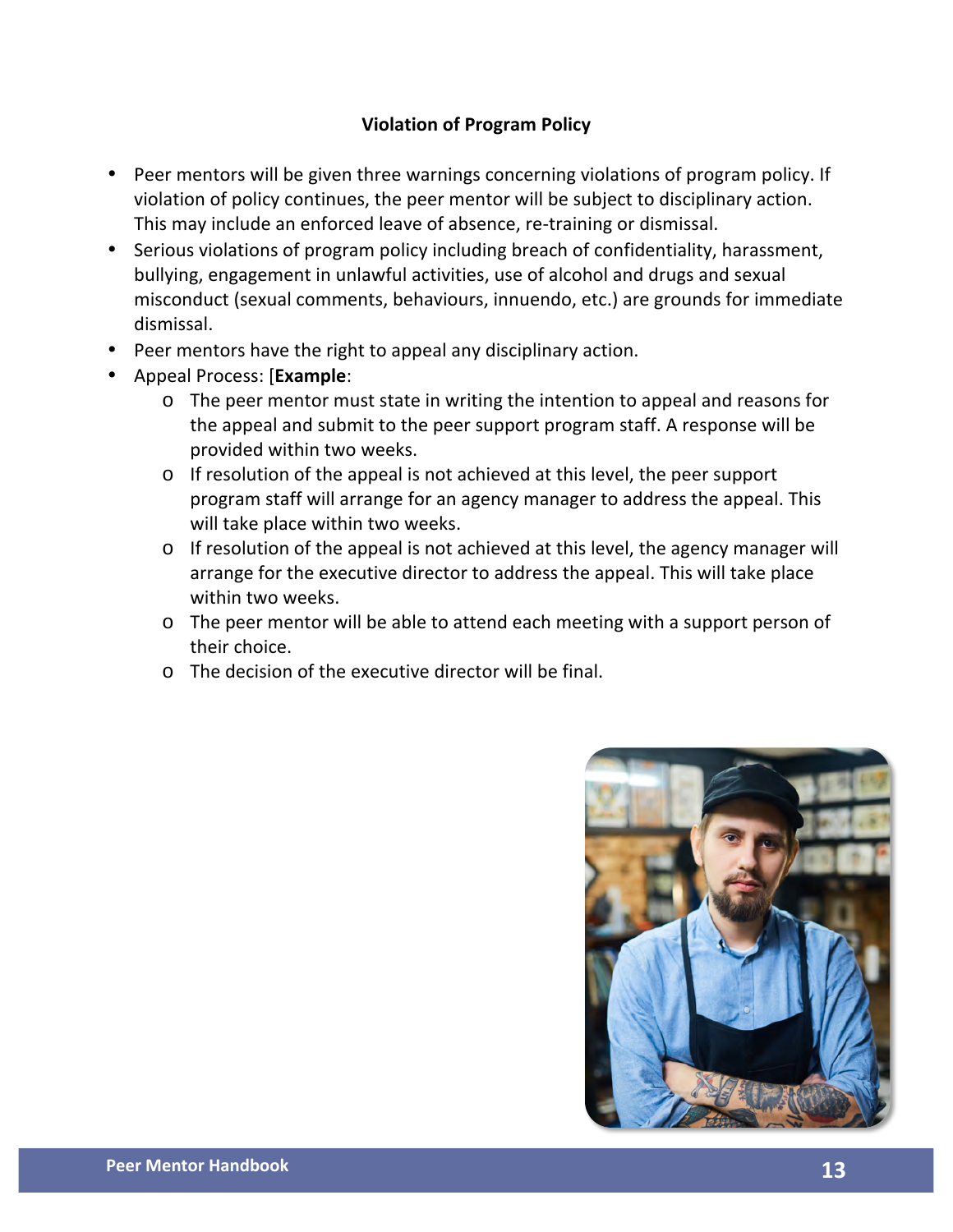### Violation of Program Policy

- Peer mentors will be given three warnings concerning violations of program policy. If violation of policy continues, the peer mentor will be subject to disciplinary action. This may include an enforced leave of absence, re-training or dismissal.
- Serious violations of program policy including breach of confidentiality, harassment, bullying, engagement in unlawful activities, use of alcohol and drugs and sexual misconduct (sexual comments, behaviours, innuendo, etc.) are grounds for immediate dismissal.
- Peer mentors have the right to appeal any disciplinary action.
- Appeal Process: [**Example**:
  - The peer mentor must state in writing the intention to appeal and reasons for the appeal and submit to the peer support program staff. A response will be provided within two weeks.
  - If resolution of the appeal is not achieved at this level, the peer support program staff will arrange for an agency manager to address the appeal. This will take place within two weeks.
  - If resolution of the appeal is not achieved at this level, the agency manager will arrange for the executive director to address the appeal. This will take place within two weeks.
  - The peer mentor will be able to attend each meeting with a support person of their choice.
  - The decision of the executive director will be final.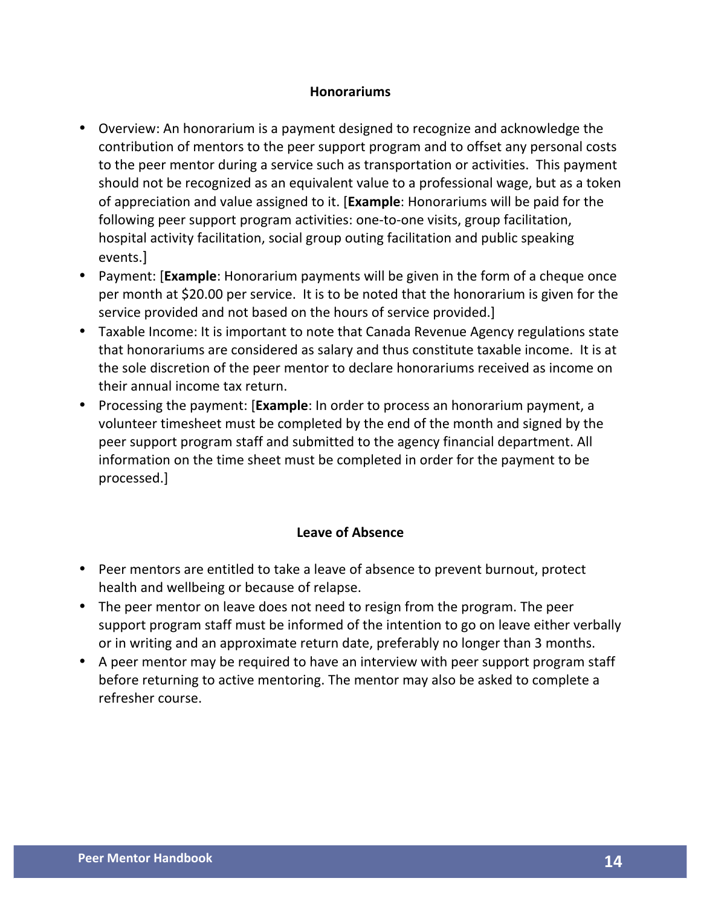## Honorariums

- Overview: An honorarium is a payment designed to recognize and acknowledge the contribution of mentors to the peer support program and to offset any personal costs to the peer mentor during a service such as transportation or activities.  This payment should not be recognized as an equivalent value to a professional wage, but as a token of appreciation and value assigned to it. [**Example**: Honorariums will be paid for the following peer support program activities: one-to-one visits, group facilitation, hospital activity facilitation, social group outing facilitation and public speaking events.]
- Payment: [**Example**: Honorarium payments will be given in the form of a cheque once per month at $20.00 per service.  It is to be noted that the honorarium is given for the service provided and not based on the hours of service provided.]
- Taxable Income: It is important to note that Canada Revenue Agency regulations state that honorariums are considered as salary and thus constitute taxable income.  It is at the sole discretion of the peer mentor to declare honorariums received as income on their annual income tax return.
- Processing the payment: [**Example**: In order to process an honorarium payment, a volunteer timesheet must be completed by the end of the month and signed by the peer support program staff and submitted to the agency financial department. All information on the time sheet must be completed in order for the payment to be processed.]

## Leave of Absence

- Peer mentors are entitled to take a leave of absence to prevent burnout, protect health and wellbeing or because of relapse.
- The peer mentor on leave does not need to resign from the program. The peer support program staff must be informed of the intention to go on leave either verbally or in writing and an approximate return date, preferably no longer than 3 months.
- A peer mentor may be required to have an interview with peer support program staff before returning to active mentoring. The mentor may also be asked to complete a refresher course.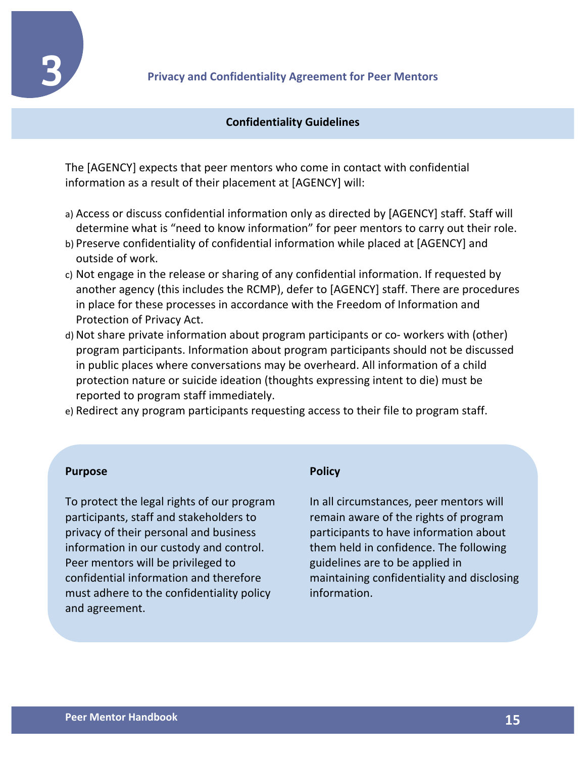# 3 Privacy and Confidentiality Agreement for Peer Mentors

## Confidentiality Guidelines

The [AGENCY] expects that peer mentors who come in contact with confidential information as a result of their placement at [AGENCY] will:

a) Access or discuss confidential information only as directed by [AGENCY] staff. Staff will determine what is "need to know information" for peer mentors to carry out their role.
b) Preserve confidentiality of confidential information while placed at [AGENCY] and outside of work.
c) Not engage in the release or sharing of any confidential information. If requested by another agency (this includes the RCMP), defer to [AGENCY] staff. There are procedures in place for these processes in accordance with the Freedom of Information and Protection of Privacy Act.
d) Not share private information about program participants or co- workers with (other) program participants. Information about program participants should not be discussed in public places where conversations may be overheard. All information of a child protection nature or suicide ideation (thoughts expressing intent to die) must be reported to program staff immediately.
e) Redirect any program participants requesting access to their file to program staff.

**Purpose**

To protect the legal rights of our program participants, staff and stakeholders to privacy of their personal and business information in our custody and control. Peer mentors will be privileged to confidential information and therefore must adhere to the confidentiality policy and agreement.

**Policy**

In all circumstances, peer mentors will remain aware of the rights of program participants to have information about them held in confidence. The following guidelines are to be applied in maintaining confidentiality and disclosing information.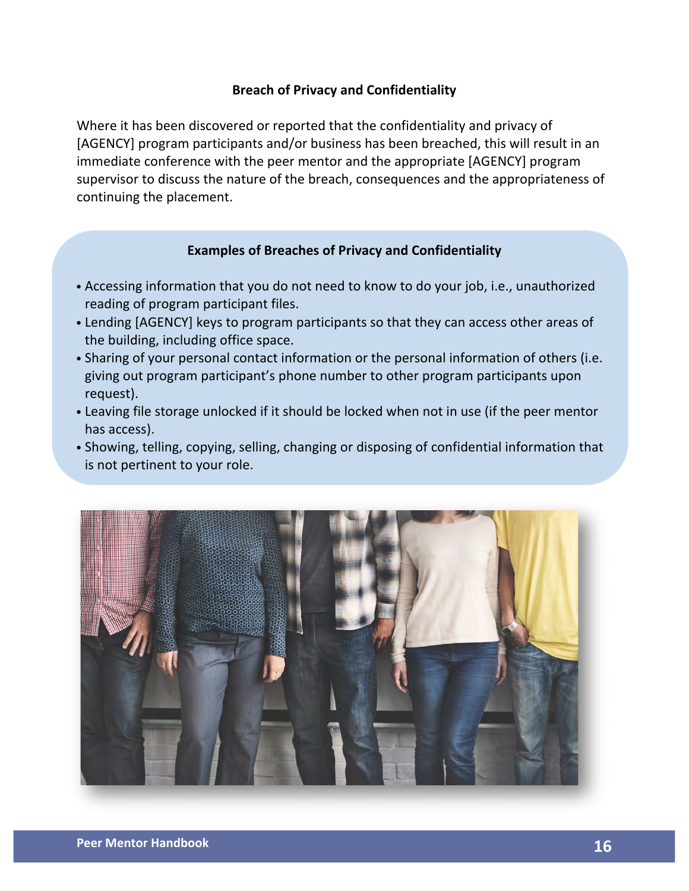## Breach of Privacy and Confidentiality

Where it has been discovered or reported that the confidentiality and privacy of [AGENCY] program participants and/or business has been breached, this will result in an immediate conference with the peer mentor and the appropriate [AGENCY] program supervisor to discuss the nature of the breach, consequences and the appropriateness of continuing the placement.

### Examples of Breaches of Privacy and Confidentiality

- Accessing information that you do not need to know to do your job, i.e., unauthorized reading of program participant files.
- Lending [AGENCY] keys to program participants so that they can access other areas of the building, including office space.
- Sharing of your personal contact information or the personal information of others (i.e. giving out program participant's phone number to other program participants upon request).
- Leaving file storage unlocked if it should be locked when not in use (if the peer mentor has access).
- Showing, telling, copying, selling, changing or disposing of confidential information that is not pertinent to your role.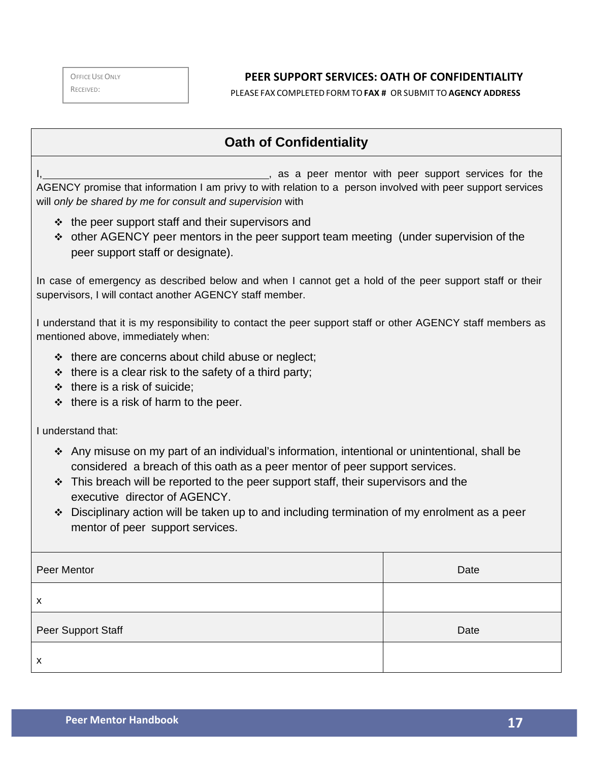| Office Use Only |
| --- |
| Received: |

**PEER SUPPORT SERVICES: OATH OF CONFIDENTIALITY**

PLEASE FAX COMPLETED FORM TO **FAX #** OR SUBMIT TO **AGENCY ADDRESS**

## Oath of Confidentiality

I,________________________________________, as a peer mentor with peer support services for the AGENCY promise that information I am privy to with relation to a person involved with peer support services will *only be shared by me for consult and supervision* with

- the peer support staff and their supervisors and
- other AGENCY peer mentors in the peer support team meeting (under supervision of the peer support staff or designate).

In case of emergency as described below and when I cannot get a hold of the peer support staff or their supervisors, I will contact another AGENCY staff member.

I understand that it is my responsibility to contact the peer support staff or other AGENCY staff members as mentioned above, immediately when:

- there are concerns about child abuse or neglect;
- there is a clear risk to the safety of a third party;
- there is a risk of suicide;
- there is a risk of harm to the peer.

I understand that:

- Any misuse on my part of an individual's information, intentional or unintentional, shall be considered a breach of this oath as a peer mentor of peer support services.
- This breach will be reported to the peer support staff, their supervisors and the executive director of AGENCY.
- Disciplinary action will be taken up to and including termination of my enrolment as a peer mentor of peer support services.

| Peer Mentor | Date |
| --- | --- |
| x | |
| Peer Support Staff | Date |
| x | |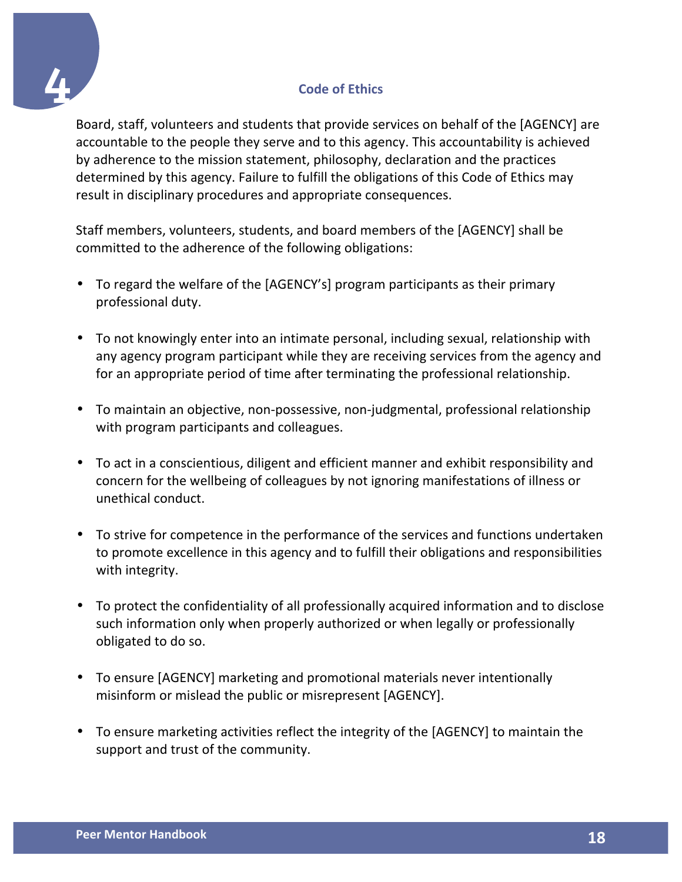# 4 Code of Ethics

Board, staff, volunteers and students that provide services on behalf of the [AGENCY] are accountable to the people they serve and to this agency. This accountability is achieved by adherence to the mission statement, philosophy, declaration and the practices determined by this agency. Failure to fulfill the obligations of this Code of Ethics may result in disciplinary procedures and appropriate consequences.

Staff members, volunteers, students, and board members of the [AGENCY] shall be committed to the adherence of the following obligations:

- To regard the welfare of the [AGENCY's] program participants as their primary professional duty.
- To not knowingly enter into an intimate personal, including sexual, relationship with any agency program participant while they are receiving services from the agency and for an appropriate period of time after terminating the professional relationship.
- To maintain an objective, non-possessive, non-judgmental, professional relationship with program participants and colleagues.
- To act in a conscientious, diligent and efficient manner and exhibit responsibility and concern for the wellbeing of colleagues by not ignoring manifestations of illness or unethical conduct.
- To strive for competence in the performance of the services and functions undertaken to promote excellence in this agency and to fulfill their obligations and responsibilities with integrity.
- To protect the confidentiality of all professionally acquired information and to disclose such information only when properly authorized or when legally or professionally obligated to do so.
- To ensure [AGENCY] marketing and promotional materials never intentionally misinform or mislead the public or misrepresent [AGENCY].
- To ensure marketing activities reflect the integrity of the [AGENCY] to maintain the support and trust of the community.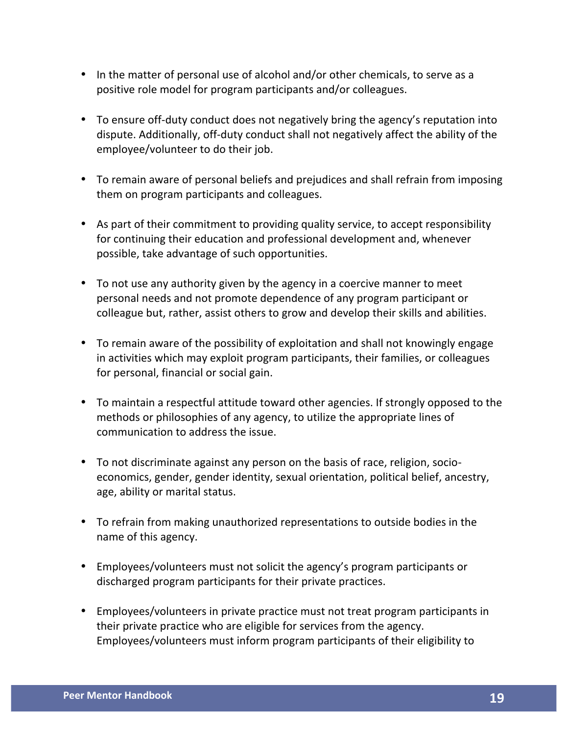- In the matter of personal use of alcohol and/or other chemicals, to serve as a positive role model for program participants and/or colleagues.

- To ensure off-duty conduct does not negatively bring the agency's reputation into dispute. Additionally, off-duty conduct shall not negatively affect the ability of the employee/volunteer to do their job.

- To remain aware of personal beliefs and prejudices and shall refrain from imposing them on program participants and colleagues.

- As part of their commitment to providing quality service, to accept responsibility for continuing their education and professional development and, whenever possible, take advantage of such opportunities.

- To not use any authority given by the agency in a coercive manner to meet personal needs and not promote dependence of any program participant or colleague but, rather, assist others to grow and develop their skills and abilities.

- To remain aware of the possibility of exploitation and shall not knowingly engage in activities which may exploit program participants, their families, or colleagues for personal, financial or social gain.

- To maintain a respectful attitude toward other agencies. If strongly opposed to the methods or philosophies of any agency, to utilize the appropriate lines of communication to address the issue.

- To not discriminate against any person on the basis of race, religion, socio-economics, gender, gender identity, sexual orientation, political belief, ancestry, age, ability or marital status.

- To refrain from making unauthorized representations to outside bodies in the name of this agency.

- Employees/volunteers must not solicit the agency's program participants or discharged program participants for their private practices.

- Employees/volunteers in private practice must not treat program participants in their private practice who are eligible for services from the agency. Employees/volunteers must inform program participants of their eligibility to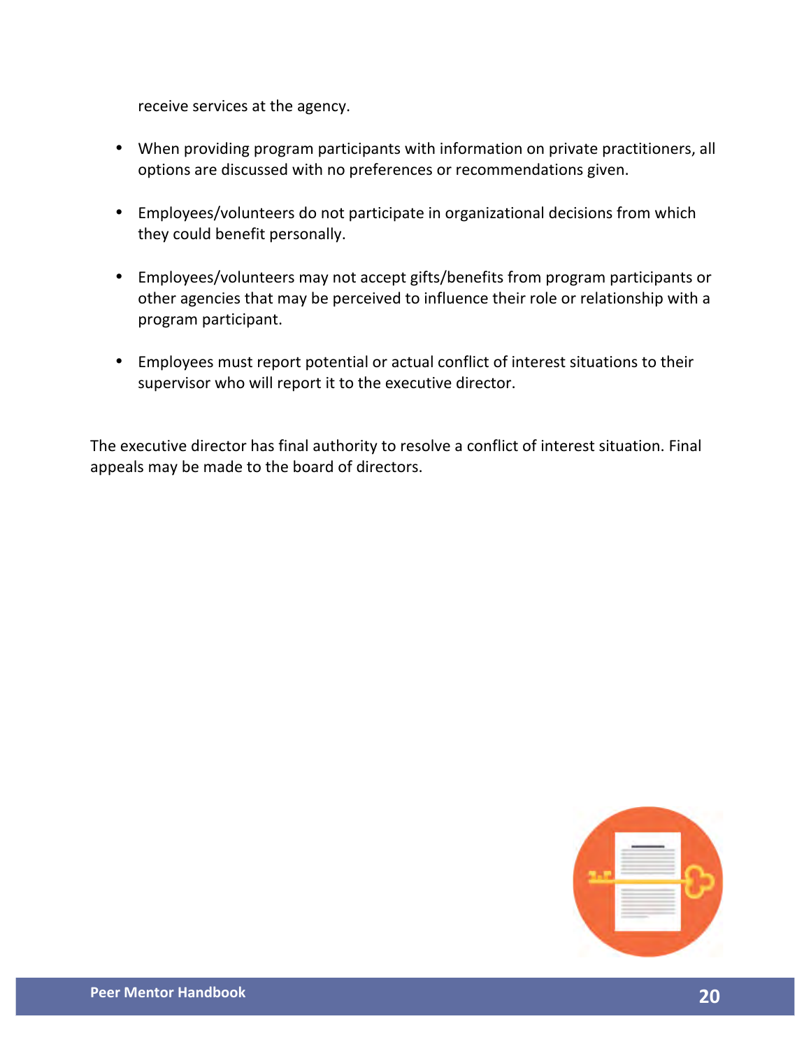receive services at the agency.

- When providing program participants with information on private practitioners, all options are discussed with no preferences or recommendations given.

- Employees/volunteers do not participate in organizational decisions from which they could benefit personally.

- Employees/volunteers may not accept gifts/benefits from program participants or other agencies that may be perceived to influence their role or relationship with a program participant.

- Employees must report potential or actual conflict of interest situations to their supervisor who will report it to the executive director.

The executive director has final authority to resolve a conflict of interest situation. Final appeals may be made to the board of directors.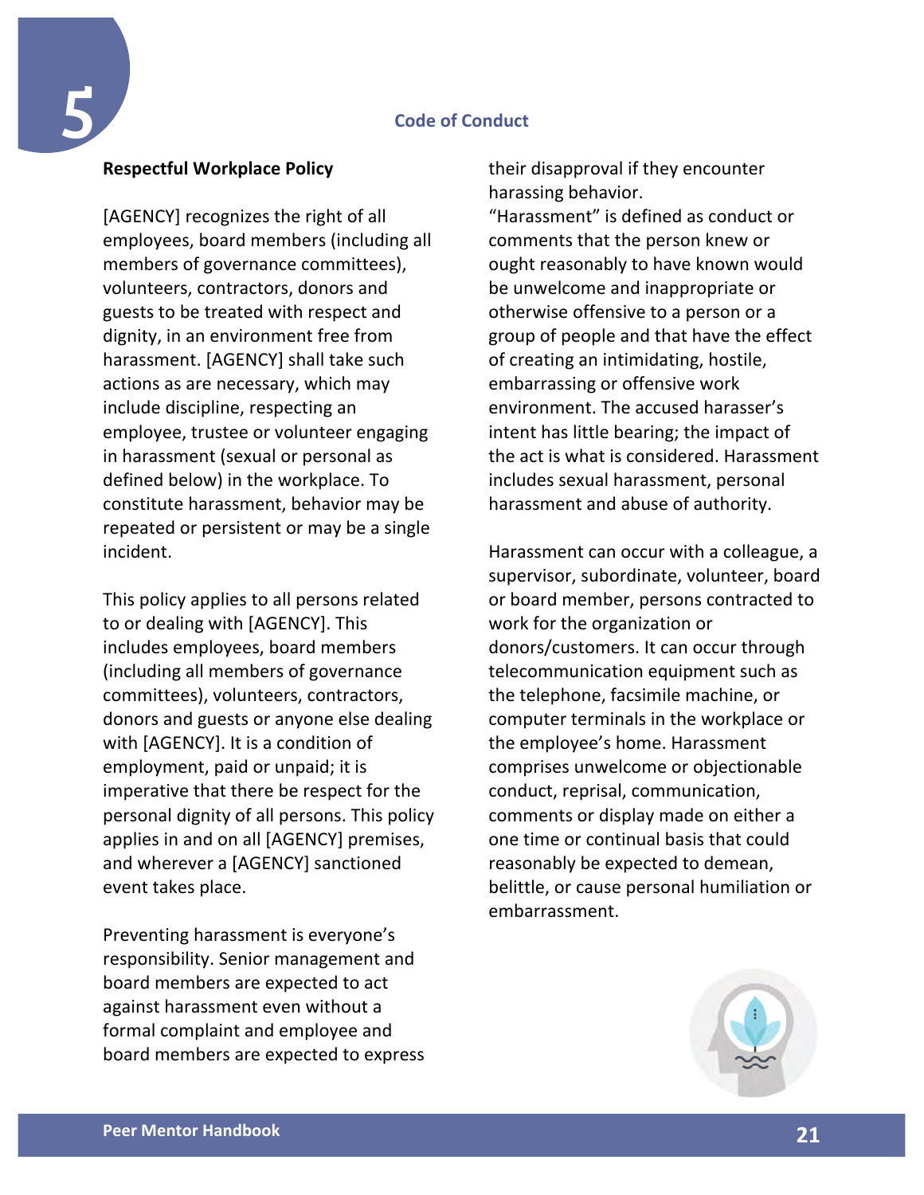## Code of Conduct

### Respectful Workplace Policy

[AGENCY] recognizes the right of all employees, board members (including all members of governance committees), volunteers, contractors, donors and guests to be treated with respect and dignity, in an environment free from harassment. [AGENCY] shall take such actions as are necessary, which may include discipline, respecting an employee, trustee or volunteer engaging in harassment (sexual or personal as defined below) in the workplace. To constitute harassment, behavior may be repeated or persistent or may be a single incident.

This policy applies to all persons related to or dealing with [AGENCY]. This includes employees, board members (including all members of governance committees), volunteers, contractors, donors and guests or anyone else dealing with [AGENCY]. It is a condition of employment, paid or unpaid; it is imperative that there be respect for the personal dignity of all persons. This policy applies in and on all [AGENCY] premises, and wherever a [AGENCY] sanctioned event takes place.

Preventing harassment is everyone's responsibility. Senior management and board members are expected to act against harassment even without a formal complaint and employee and board members are expected to express their disapproval if they encounter harassing behavior.

"Harassment" is defined as conduct or comments that the person knew or ought reasonably to have known would be unwelcome and inappropriate or otherwise offensive to a person or a group of people and that have the effect of creating an intimidating, hostile, embarrassing or offensive work environment. The accused harasser's intent has little bearing; the impact of the act is what is considered. Harassment includes sexual harassment, personal harassment and abuse of authority.

Harassment can occur with a colleague, a supervisor, subordinate, volunteer, board or board member, persons contracted to work for the organization or donors/customers. It can occur through telecommunication equipment such as the telephone, facsimile machine, or computer terminals in the workplace or the employee's home. Harassment comprises unwelcome or objectionable conduct, reprisal, communication, comments or display made on either a one time or continual basis that could reasonably be expected to demean, belittle, or cause personal humiliation or embarrassment.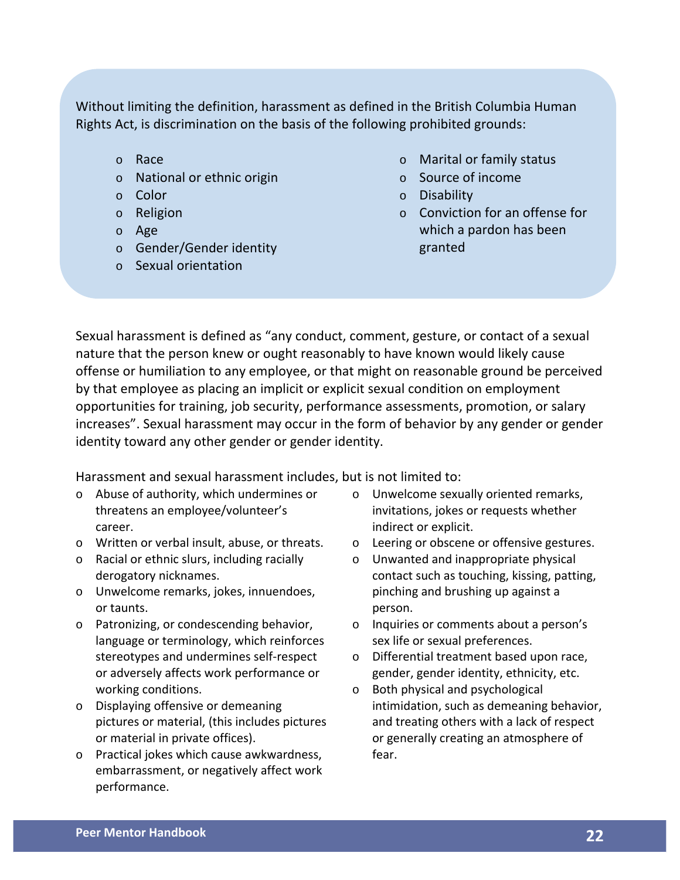Without limiting the definition, harassment as defined in the British Columbia Human Rights Act, is discrimination on the basis of the following prohibited grounds:

- Race
- National or ethnic origin
- Color
- Religion
- Age
- Gender/Gender identity
- Sexual orientation
- Marital or family status
- Source of income
- Disability
- Conviction for an offense for which a pardon has been granted

Sexual harassment is defined as "any conduct, comment, gesture, or contact of a sexual nature that the person knew or ought reasonably to have known would likely cause offense or humiliation to any employee, or that might on reasonable ground be perceived by that employee as placing an implicit or explicit sexual condition on employment opportunities for training, job security, performance assessments, promotion, or salary increases". Sexual harassment may occur in the form of behavior by any gender or gender identity toward any other gender or gender identity.

Harassment and sexual harassment includes, but is not limited to:

- Abuse of authority, which undermines or threatens an employee/volunteer's career.
- Written or verbal insult, abuse, or threats.
- Racial or ethnic slurs, including racially derogatory nicknames.
- Unwelcome remarks, jokes, innuendoes, or taunts.
- Patronizing, or condescending behavior, language or terminology, which reinforces stereotypes and undermines self-respect or adversely affects work performance or working conditions.
- Displaying offensive or demeaning pictures or material, (this includes pictures or material in private offices).
- Practical jokes which cause awkwardness, embarrassment, or negatively affect work performance.
- Unwelcome sexually oriented remarks, invitations, jokes or requests whether indirect or explicit.
- Leering or obscene or offensive gestures.
- Unwanted and inappropriate physical contact such as touching, kissing, patting, pinching and brushing up against a person.
- Inquiries or comments about a person's sex life or sexual preferences.
- Differential treatment based upon race, gender, gender identity, ethnicity, etc.
- Both physical and psychological intimidation, such as demeaning behavior, and treating others with a lack of respect or generally creating an atmosphere of fear.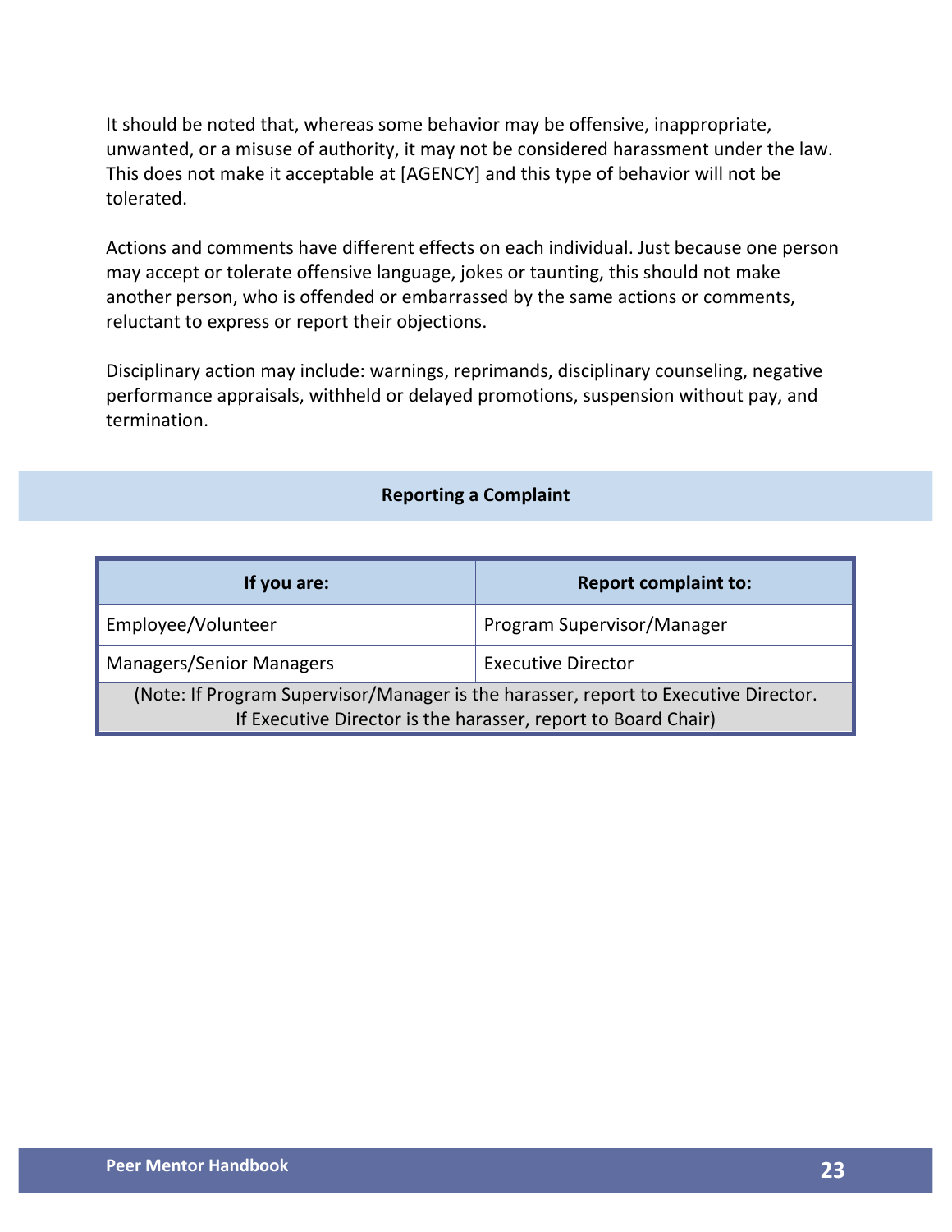It should be noted that, whereas some behavior may be offensive, inappropriate, unwanted, or a misuse of authority, it may not be considered harassment under the law. This does not make it acceptable at [AGENCY] and this type of behavior will not be tolerated.

Actions and comments have different effects on each individual. Just because one person may accept or tolerate offensive language, jokes or taunting, this should not make another person, who is offended or embarrassed by the same actions or comments, reluctant to express or report their objections.

Disciplinary action may include: warnings, reprimands, disciplinary counseling, negative performance appraisals, withheld or delayed promotions, suspension without pay, and termination.

## Reporting a Complaint

| If you are: | Report complaint to: |
|---|---|
| Employee/Volunteer | Program Supervisor/Manager |
| Managers/Senior Managers | Executive Director |
| (Note: If Program Supervisor/Manager is the harasser, report to Executive Director. If Executive Director is the harasser, report to Board Chair) | |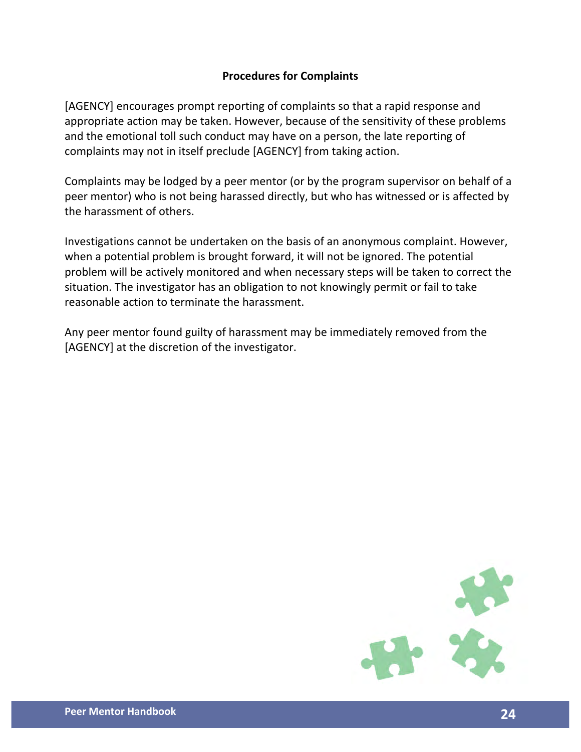## Procedures for Complaints

[AGENCY] encourages prompt reporting of complaints so that a rapid response and appropriate action may be taken. However, because of the sensitivity of these problems and the emotional toll such conduct may have on a person, the late reporting of complaints may not in itself preclude [AGENCY] from taking action.

Complaints may be lodged by a peer mentor (or by the program supervisor on behalf of a peer mentor) who is not being harassed directly, but who has witnessed or is affected by the harassment of others.

Investigations cannot be undertaken on the basis of an anonymous complaint. However, when a potential problem is brought forward, it will not be ignored. The potential problem will be actively monitored and when necessary steps will be taken to correct the situation. The investigator has an obligation to not knowingly permit or fail to take reasonable action to terminate the harassment.

Any peer mentor found guilty of harassment may be immediately removed from the [AGENCY] at the discretion of the investigator.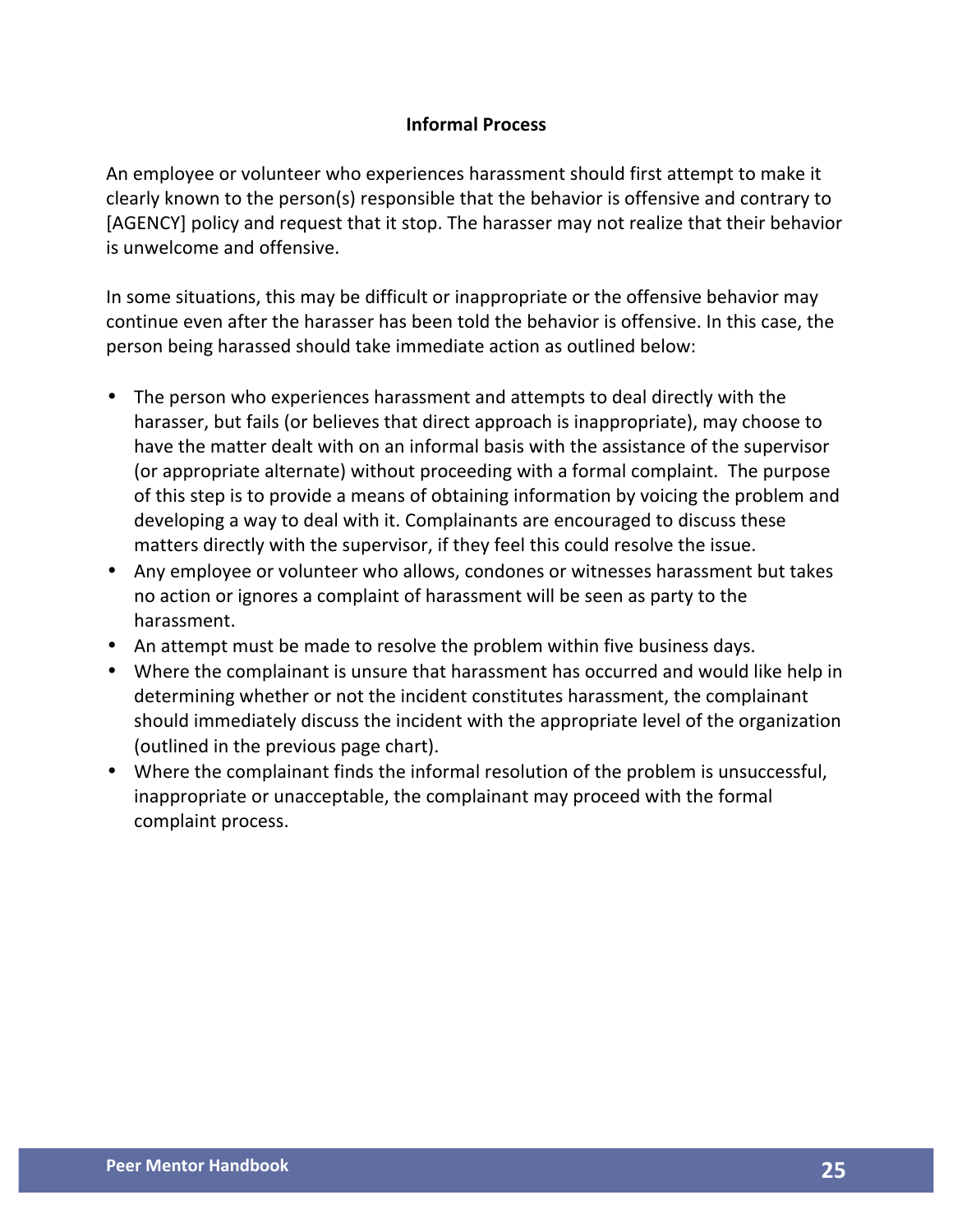### Informal Process

An employee or volunteer who experiences harassment should first attempt to make it clearly known to the person(s) responsible that the behavior is offensive and contrary to [AGENCY] policy and request that it stop. The harasser may not realize that their behavior is unwelcome and offensive.

In some situations, this may be difficult or inappropriate or the offensive behavior may continue even after the harasser has been told the behavior is offensive. In this case, the person being harassed should take immediate action as outlined below:

- The person who experiences harassment and attempts to deal directly with the harasser, but fails (or believes that direct approach is inappropriate), may choose to have the matter dealt with on an informal basis with the assistance of the supervisor (or appropriate alternate) without proceeding with a formal complaint. The purpose of this step is to provide a means of obtaining information by voicing the problem and developing a way to deal with it. Complainants are encouraged to discuss these matters directly with the supervisor, if they feel this could resolve the issue.
- Any employee or volunteer who allows, condones or witnesses harassment but takes no action or ignores a complaint of harassment will be seen as party to the harassment.
- An attempt must be made to resolve the problem within five business days.
- Where the complainant is unsure that harassment has occurred and would like help in determining whether or not the incident constitutes harassment, the complainant should immediately discuss the incident with the appropriate level of the organization (outlined in the previous page chart).
- Where the complainant finds the informal resolution of the problem is unsuccessful, inappropriate or unacceptable, the complainant may proceed with the formal complaint process.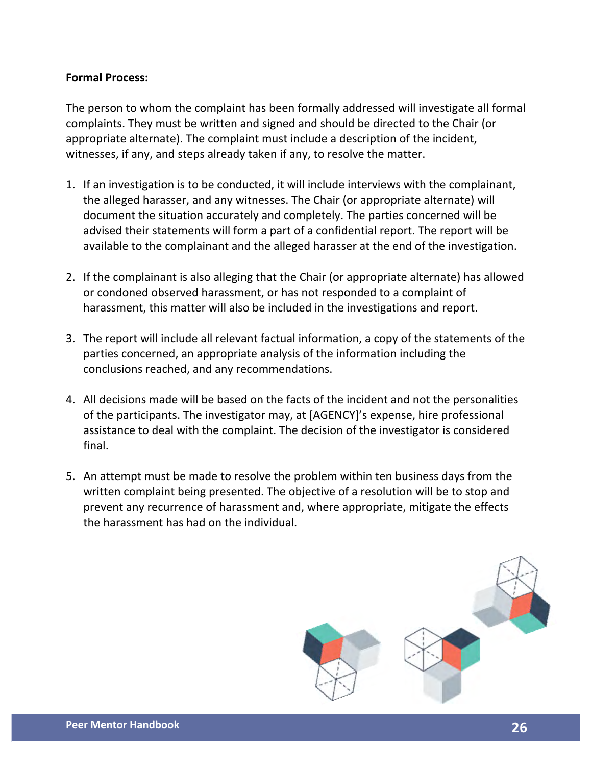**Formal Process:**

The person to whom the complaint has been formally addressed will investigate all formal complaints. They must be written and signed and should be directed to the Chair (or appropriate alternate). The complaint must include a description of the incident, witnesses, if any, and steps already taken if any, to resolve the matter.

1. If an investigation is to be conducted, it will include interviews with the complainant, the alleged harasser, and any witnesses. The Chair (or appropriate alternate) will document the situation accurately and completely. The parties concerned will be advised their statements will form a part of a confidential report. The report will be available to the complainant and the alleged harasser at the end of the investigation.

2. If the complainant is also alleging that the Chair (or appropriate alternate) has allowed or condoned observed harassment, or has not responded to a complaint of harassment, this matter will also be included in the investigations and report.

3. The report will include all relevant factual information, a copy of the statements of the parties concerned, an appropriate analysis of the information including the conclusions reached, and any recommendations.

4. All decisions made will be based on the facts of the incident and not the personalities of the participants. The investigator may, at [AGENCY]'s expense, hire professional assistance to deal with the complaint. The decision of the investigator is considered final.

5. An attempt must be made to resolve the problem within ten business days from the written complaint being presented. The objective of a resolution will be to stop and prevent any recurrence of harassment and, where appropriate, mitigate the effects the harassment has had on the individual.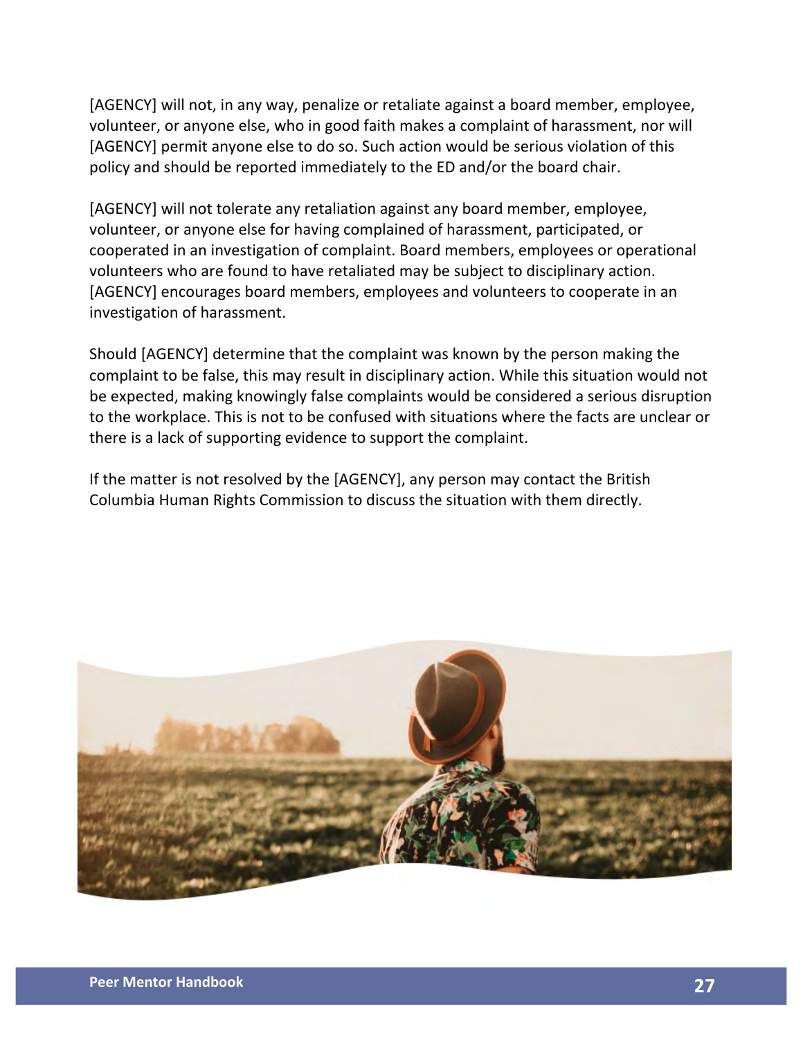[AGENCY] will not, in any way, penalize or retaliate against a board member, employee, volunteer, or anyone else, who in good faith makes a complaint of harassment, nor will [AGENCY] permit anyone else to do so. Such action would be serious violation of this policy and should be reported immediately to the ED and/or the board chair.

[AGENCY] will not tolerate any retaliation against any board member, employee, volunteer, or anyone else for having complained of harassment, participated, or cooperated in an investigation of complaint. Board members, employees or operational volunteers who are found to have retaliated may be subject to disciplinary action. [AGENCY] encourages board members, employees and volunteers to cooperate in an investigation of harassment.

Should [AGENCY] determine that the complaint was known by the person making the complaint to be false, this may result in disciplinary action. While this situation would not be expected, making knowingly false complaints would be considered a serious disruption to the workplace. This is not to be confused with situations where the facts are unclear or there is a lack of supporting evidence to support the complaint.

If the matter is not resolved by the [AGENCY], any person may contact the British Columbia Human Rights Commission to discuss the situation with them directly.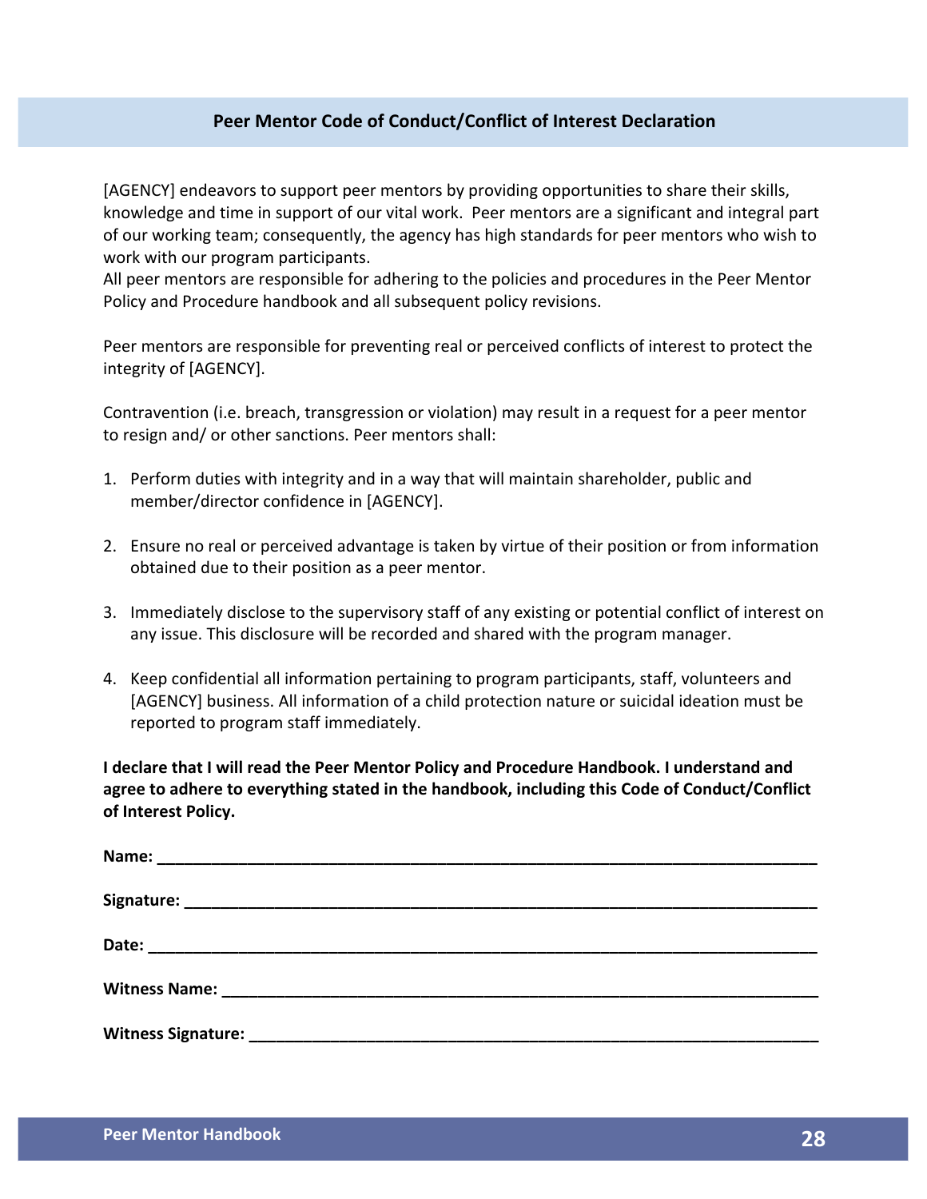## Peer Mentor Code of Conduct/Conflict of Interest Declaration

[AGENCY] endeavors to support peer mentors by providing opportunities to share their skills, knowledge and time in support of our vital work. Peer mentors are a significant and integral part of our working team; consequently, the agency has high standards for peer mentors who wish to work with our program participants.
All peer mentors are responsible for adhering to the policies and procedures in the Peer Mentor Policy and Procedure handbook and all subsequent policy revisions.

Peer mentors are responsible for preventing real or perceived conflicts of interest to protect the integrity of [AGENCY].

Contravention (i.e. breach, transgression or violation) may result in a request for a peer mentor to resign and/ or other sanctions. Peer mentors shall:

1. Perform duties with integrity and in a way that will maintain shareholder, public and member/director confidence in [AGENCY].

2. Ensure no real or perceived advantage is taken by virtue of their position or from information obtained due to their position as a peer mentor.

3. Immediately disclose to the supervisory staff of any existing or potential conflict of interest on any issue. This disclosure will be recorded and shared with the program manager.

4. Keep confidential all information pertaining to program participants, staff, volunteers and [AGENCY] business. All information of a child protection nature or suicidal ideation must be reported to program staff immediately.

**I declare that I will read the Peer Mentor Policy and Procedure Handbook. I understand and agree to adhere to everything stated in the handbook, including this Code of Conduct/Conflict of Interest Policy.**

**Name:** ____________________________________________________________________________

**Signature:** _________________________________________________________________________

**Date:** _____________________________________________________________________________

**Witness Name:** _____________________________________________________________________

**Witness Signature:** _________________________________________________________________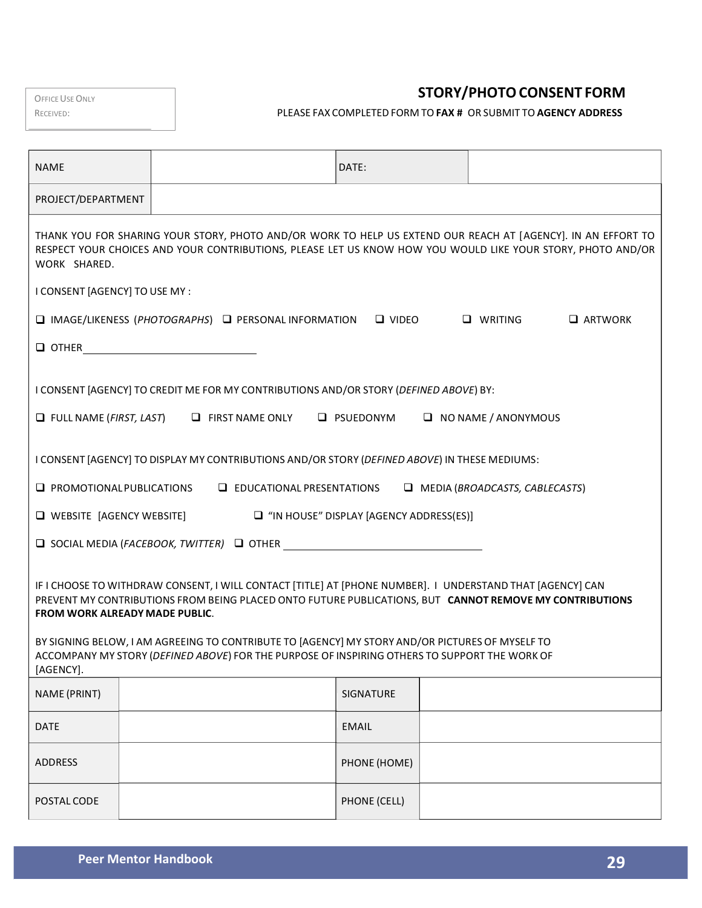| OFFICE USE ONLY |
| --- |
| RECEIVED: |

# STORY/PHOTO CONSENT FORM

PLEASE FAX COMPLETED FORM TO **FAX #** OR SUBMIT TO **AGENCY ADDRESS**

| NAME | | DATE: | |
| --- | --- | --- | --- |
| PROJECT/DEPARTMENT | | | |

THANK YOU FOR SHARING YOUR STORY, PHOTO AND/OR WORK TO HELP US EXTEND OUR REACH AT [AGENCY]. IN AN EFFORT TO RESPECT YOUR CHOICES AND YOUR CONTRIBUTIONS, PLEASE LET US KNOW HOW YOU WOULD LIKE YOUR STORY, PHOTO AND/OR WORK SHARED.

I CONSENT [AGENCY] TO USE MY :

❑ IMAGE/LIKENESS (*PHOTOGRAPHS*) ❑ PERSONAL INFORMATION ❑ VIDEO ❑ WRITING ❑ ARTWORK

❑ OTHER ______________________________

I CONSENT [AGENCY] TO CREDIT ME FOR MY CONTRIBUTIONS AND/OR STORY (*DEFINED ABOVE*) BY:

❑ FULL NAME (*FIRST, LAST*) ❑ FIRST NAME ONLY ❑ PSUEDONYM ❑ NO NAME / ANONYMOUS

I CONSENT [AGENCY] TO DISPLAY MY CONTRIBUTIONS AND/OR STORY (*DEFINED ABOVE*) IN THESE MEDIUMS:

❑ PROMOTIONAL PUBLICATIONS ❑ EDUCATIONAL PRESENTATIONS ❑ MEDIA (*BROADCASTS, CABLECASTS*)

❑ WEBSITE [AGENCY WEBSITE] ❑ "IN HOUSE" DISPLAY [AGENCY ADDRESS(ES)]

❑ SOCIAL MEDIA (*FACEBOOK, TWITTER)* ❑ OTHER ______________________________

IF I CHOOSE TO WITHDRAW CONSENT, I WILL CONTACT [TITLE] AT [PHONE NUMBER]. I UNDERSTAND THAT [AGENCY] CAN PREVENT MY CONTRIBUTIONS FROM BEING PLACED ONTO FUTURE PUBLICATIONS, BUT **CANNOT REMOVE MY CONTRIBUTIONS FROM WORK ALREADY MADE PUBLIC**.

BY SIGNING BELOW, I AM AGREEING TO CONTRIBUTE TO [AGENCY] MY STORY AND/OR PICTURES OF MYSELF TO ACCOMPANY MY STORY (*DEFINED ABOVE*) FOR THE PURPOSE OF INSPIRING OTHERS TO SUPPORT THE WORK OF [AGENCY].

| NAME (PRINT) | | SIGNATURE | |
| --- | --- | --- | --- |
| DATE | | EMAIL | |
| ADDRESS | | PHONE (HOME) | |
| POSTAL CODE | | PHONE (CELL) | |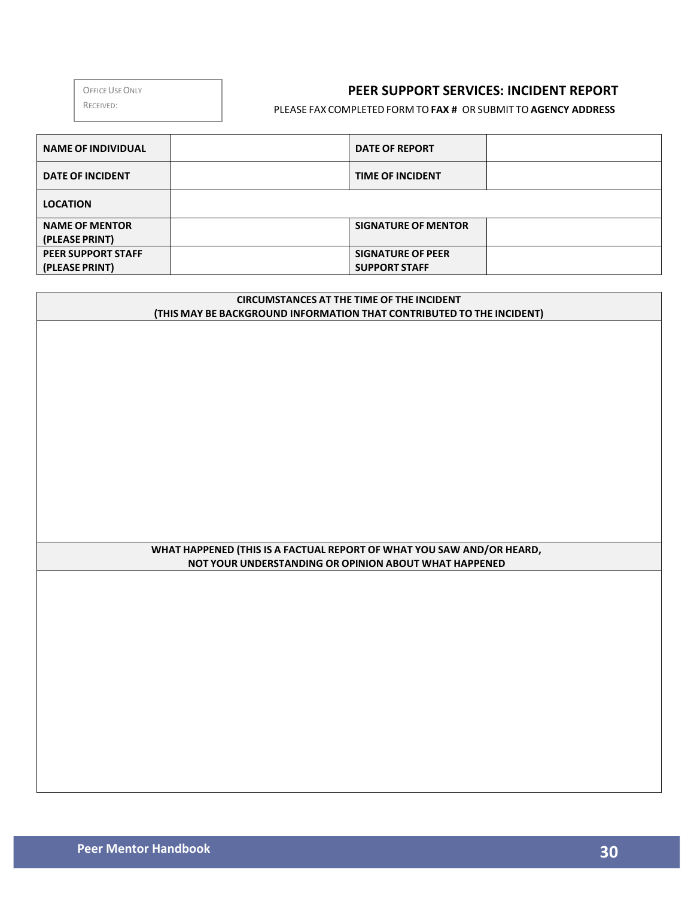| OFFICE USE ONLY |
|---|
| RECEIVED: |

## PEER SUPPORT SERVICES: INCIDENT REPORT

PLEASE FAX COMPLETED FORM TO **FAX #** OR SUBMIT TO **AGENCY ADDRESS**

| **NAME OF INDIVIDUAL** | | **DATE OF REPORT** | |
|---|---|---|---|
| **DATE OF INCIDENT** | | **TIME OF INCIDENT** | |
| **LOCATION** | | | |
| **NAME OF MENTOR (PLEASE PRINT)** | | **SIGNATURE OF MENTOR** | |
| **PEER SUPPORT STAFF (PLEASE PRINT)** | | **SIGNATURE OF PEER SUPPORT STAFF** | |

| **CIRCUMSTANCES AT THE TIME OF THE INCIDENT (THIS MAY BE BACKGROUND INFORMATION THAT CONTRIBUTED TO THE INCIDENT)** |
|---|
| |
| **WHAT HAPPENED (THIS IS A FACTUAL REPORT OF WHAT YOU SAW AND/OR HEARD, NOT YOUR UNDERSTANDING OR OPINION ABOUT WHAT HAPPENED** |
| |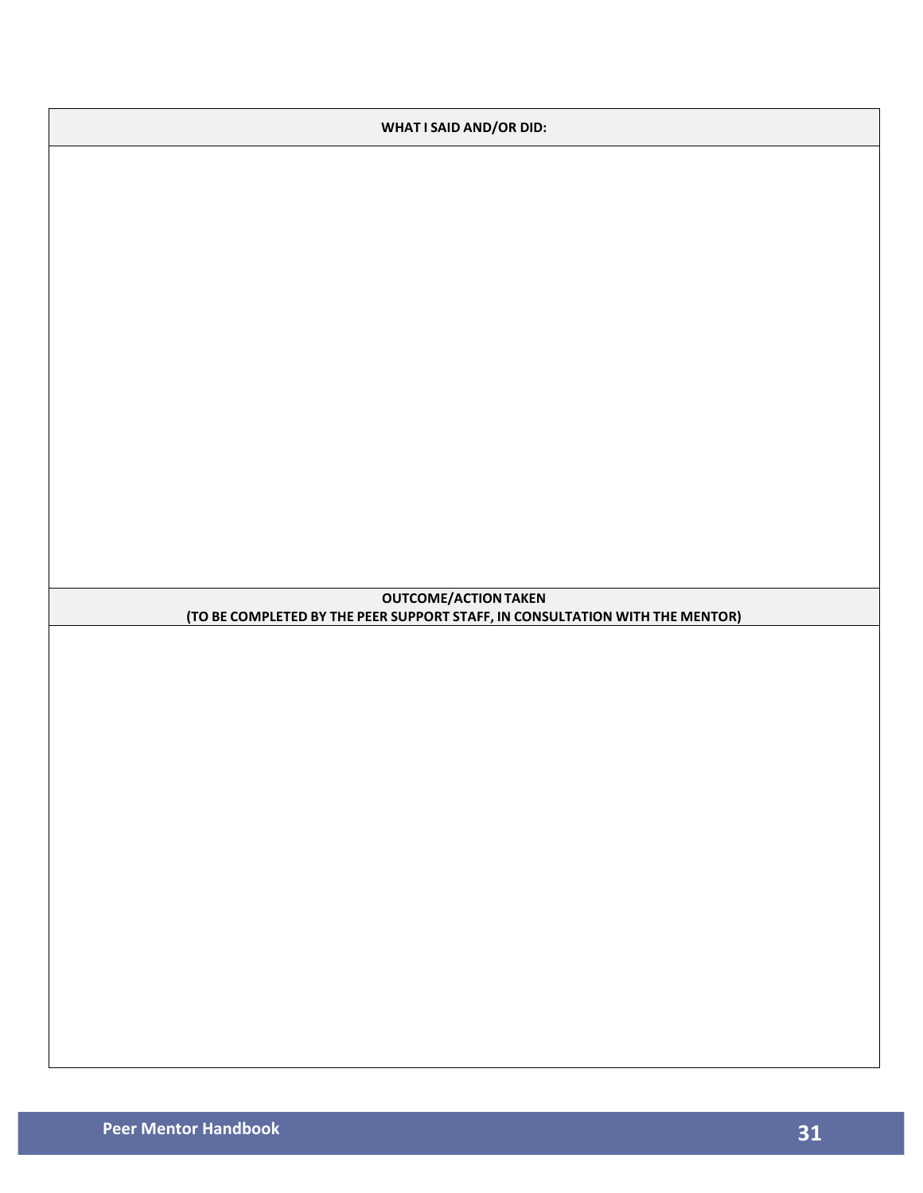| WHAT I SAID AND/OR DID: |
| --- |
| |

| OUTCOME/ACTION TAKEN<br>(TO BE COMPLETED BY THE PEER SUPPORT STAFF, IN CONSULTATION WITH THE MENTOR) |
| --- |
| |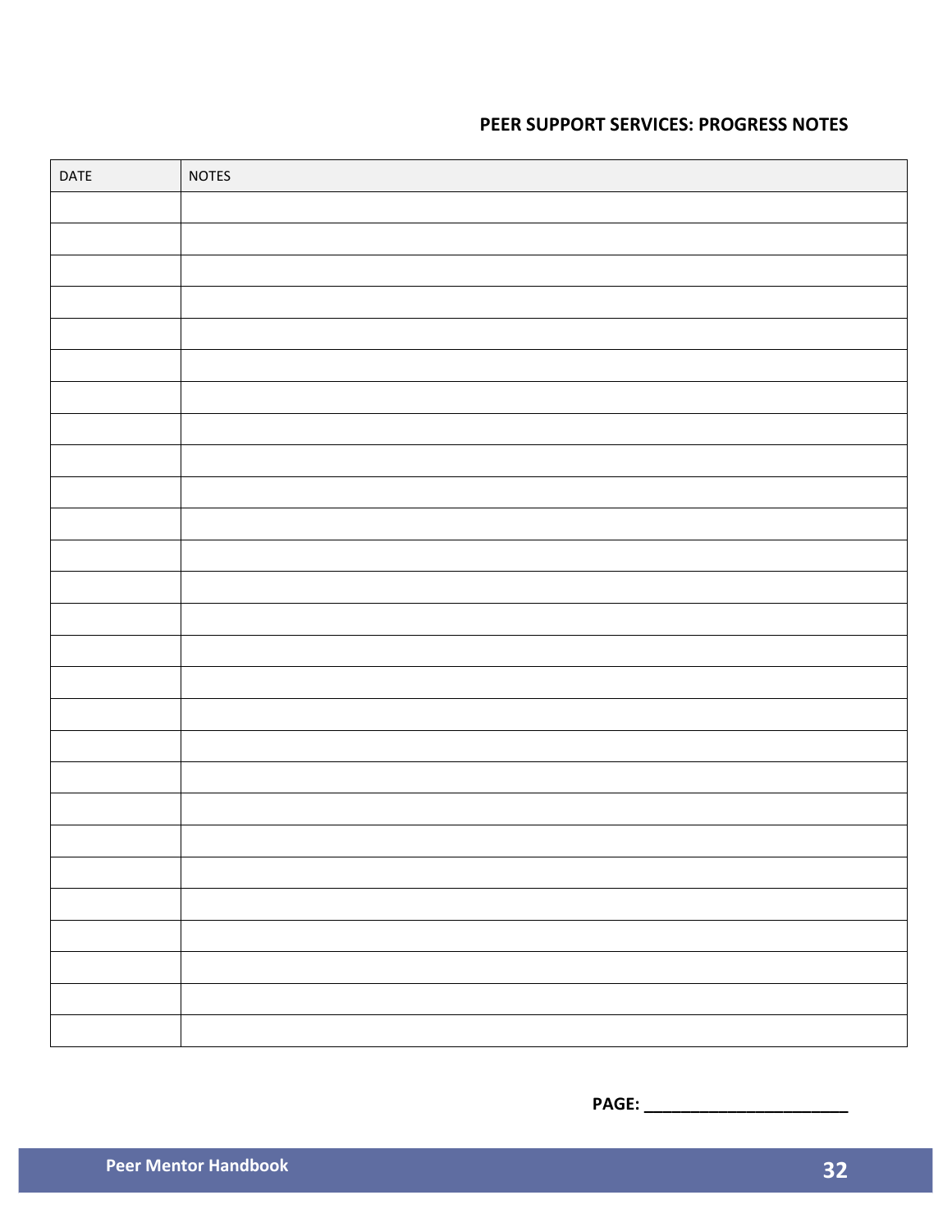**PEER SUPPORT SERVICES: PROGRESS NOTES**

| DATE | NOTES |
| --- | --- |
| | |
| | |
| | |
| | |
| | |
| | |
| | |
| | |
| | |
| | |
| | |
| | |
| | |
| | |
| | |
| | |
| | |
| | |
| | |
| | |
| | |
| | |
| | |
| | |
| | |
| | |
| | |

**PAGE: ______________________**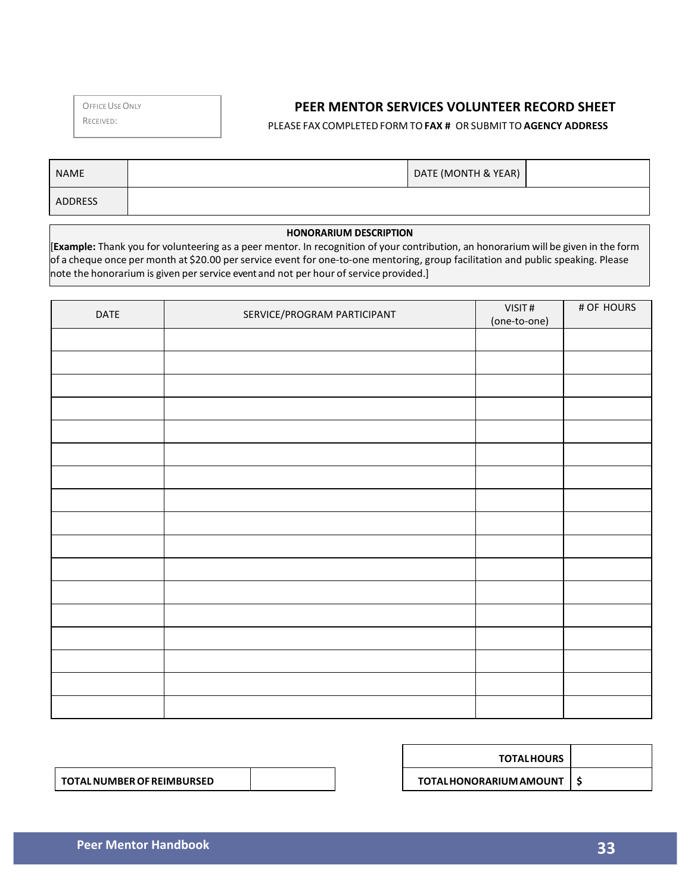| OFFICE USE ONLY |
| --- |
| RECEIVED: |

# PEER MENTOR SERVICES VOLUNTEER RECORD SHEET

PLEASE FAX COMPLETED FORM TO **FAX #** OR SUBMIT TO **AGENCY ADDRESS**

| NAME | | DATE (MONTH & YEAR) | |
| --- | --- | --- | --- |
| ADDRESS | | | |

**HONORARIUM DESCRIPTION**

[**Example:** Thank you for volunteering as a peer mentor. In recognition of your contribution, an honorarium will be given in the form of a cheque once per month at $20.00 per service event for one-to-one mentoring, group facilitation and public speaking. Please note the honorarium is given per service event and not per hour of service provided.]

| DATE | SERVICE/PROGRAM PARTICIPANT | VISIT # (one-to-one) | # OF HOURS |
| --- | --- | --- | --- |
| | | | |
| | | | |
| | | | |
| | | | |
| | | | |
| | | | |
| | | | |
| | | | |
| | | | |
| | | | |
| | | | |
| | | | |
| | | | |
| | | | |
| | | | |
| | | | |
| | | | |

| TOTAL NUMBER OF REIMBURSED | |
| --- | --- |

| TOTAL HOURS | |
| --- | --- |
| TOTAL HONORARIUM AMOUNT | $ |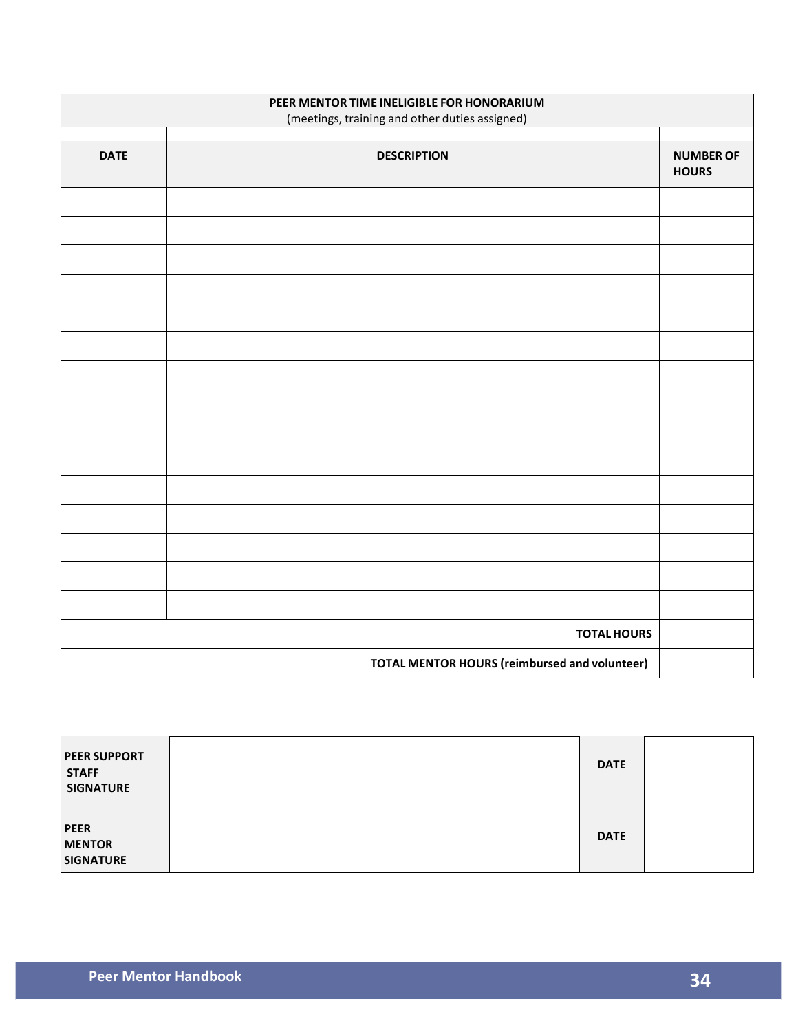| PEER MENTOR TIME INELIGIBLE FOR HONORARIUM (meetings, training and other duties assigned) | | |
|---|---|---|
| **DATE** | **DESCRIPTION** | **NUMBER OF HOURS** |
| | | |
| | | |
| | | |
| | | |
| | | |
| | | |
| | | |
| | | |
| | | |
| | | |
| | | |
| | | |
| | | |
| | | |
| | | |
| | **TOTAL HOURS** | |
| | **TOTAL MENTOR HOURS (reimbursed and volunteer)** | |

| | | | |
|---|---|---|---|
| **PEER SUPPORT STAFF SIGNATURE** | | **DATE** | |
| **PEER MENTOR SIGNATURE** | | **DATE** | |